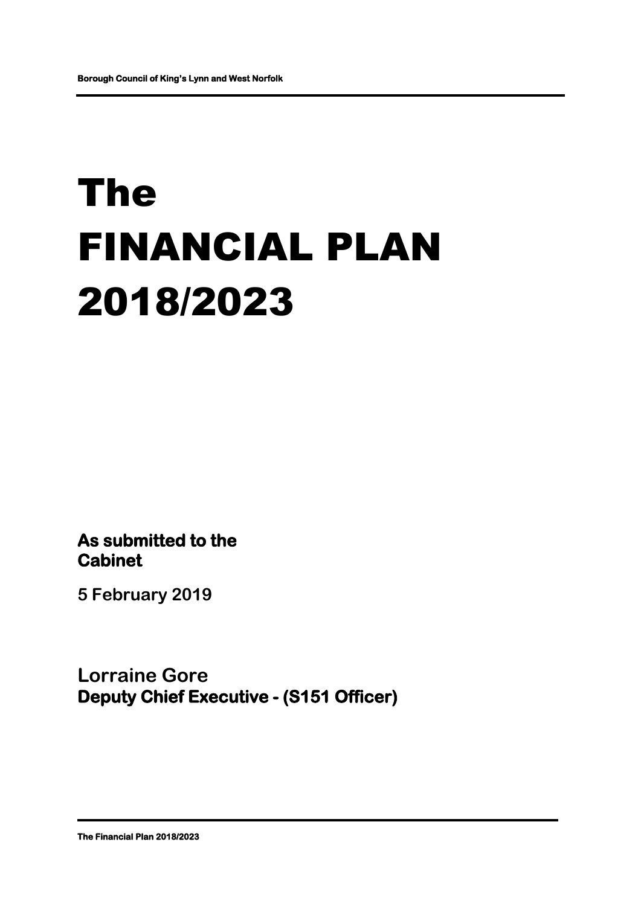# The FINANCIAL PLAN 2018/2023

**As submitted to the Cabinet**

**5 February 2019**

**Lorraine Gore**
**Deputy Chief Executive - (S151 Officer)**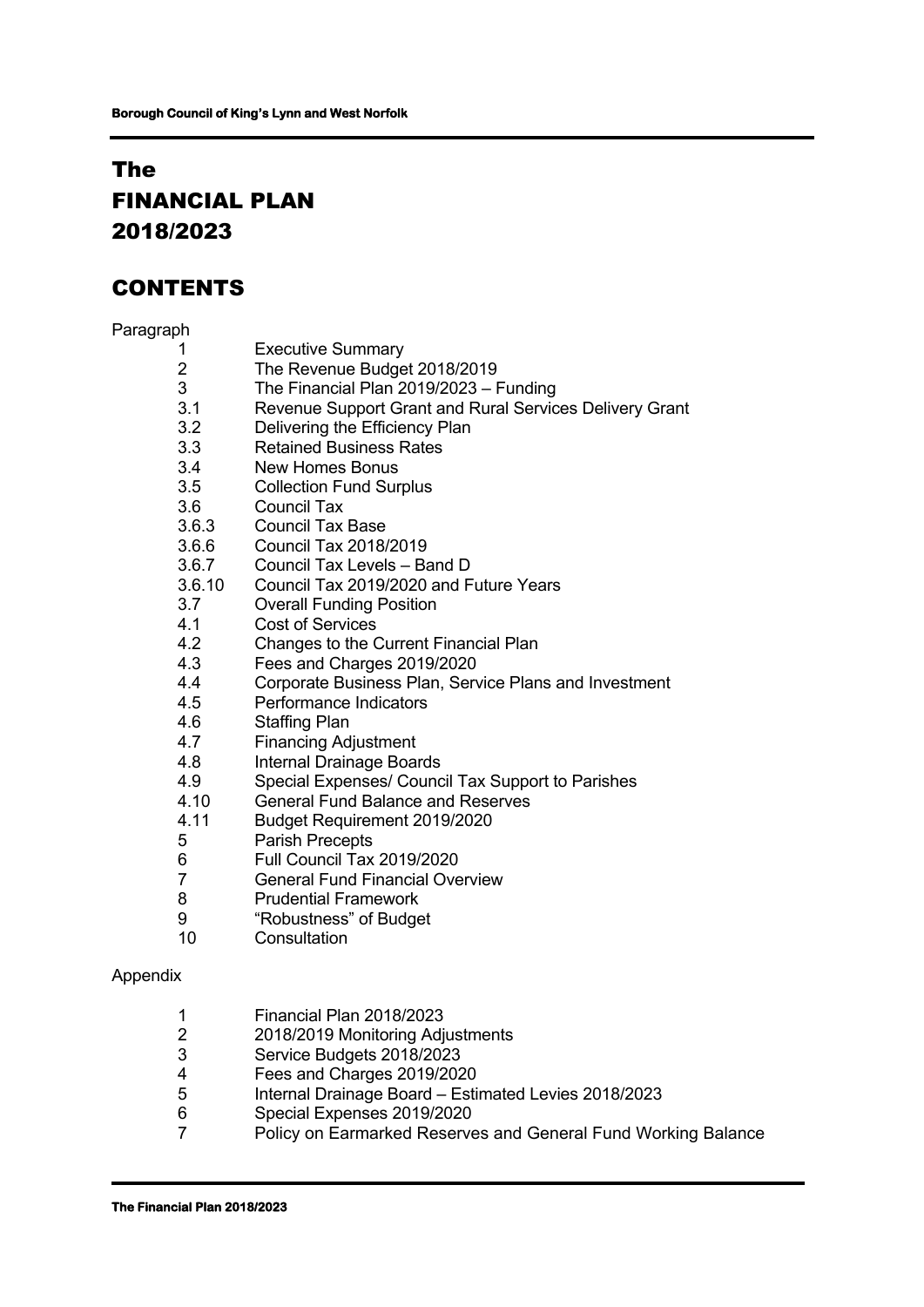# The FINANCIAL PLAN 2018/2023

## CONTENTS

Paragraph

| | |
|---|---|
| 1 | Executive Summary |
| 2 | The Revenue Budget 2018/2019 |
| 3 | The Financial Plan 2019/2023 – Funding |
| 3.1 | Revenue Support Grant and Rural Services Delivery Grant |
| 3.2 | Delivering the Efficiency Plan |
| 3.3 | Retained Business Rates |
| 3.4 | New Homes Bonus |
| 3.5 | Collection Fund Surplus |
| 3.6 | Council Tax |
| 3.6.3 | Council Tax Base |
| 3.6.6 | Council Tax 2018/2019 |
| 3.6.7 | Council Tax Levels – Band D |
| 3.6.10 | Council Tax 2019/2020 and Future Years |
| 3.7 | Overall Funding Position |
| 4.1 | Cost of Services |
| 4.2 | Changes to the Current Financial Plan |
| 4.3 | Fees and Charges 2019/2020 |
| 4.4 | Corporate Business Plan, Service Plans and Investment |
| 4.5 | Performance Indicators |
| 4.6 | Staffing Plan |
| 4.7 | Financing Adjustment |
| 4.8 | Internal Drainage Boards |
| 4.9 | Special Expenses/ Council Tax Support to Parishes |
| 4.10 | General Fund Balance and Reserves |
| 4.11 | Budget Requirement 2019/2020 |
| 5 | Parish Precepts |
| 6 | Full Council Tax 2019/2020 |
| 7 | General Fund Financial Overview |
| 8 | Prudential Framework |
| 9 | "Robustness" of Budget |
| 10 | Consultation |

Appendix

| | |
|---|---|
| 1 | Financial Plan 2018/2023 |
| 2 | 2018/2019 Monitoring Adjustments |
| 3 | Service Budgets 2018/2023 |
| 4 | Fees and Charges 2019/2020 |
| 5 | Internal Drainage Board – Estimated Levies 2018/2023 |
| 6 | Special Expenses 2019/2020 |
| 7 | Policy on Earmarked Reserves and General Fund Working Balance |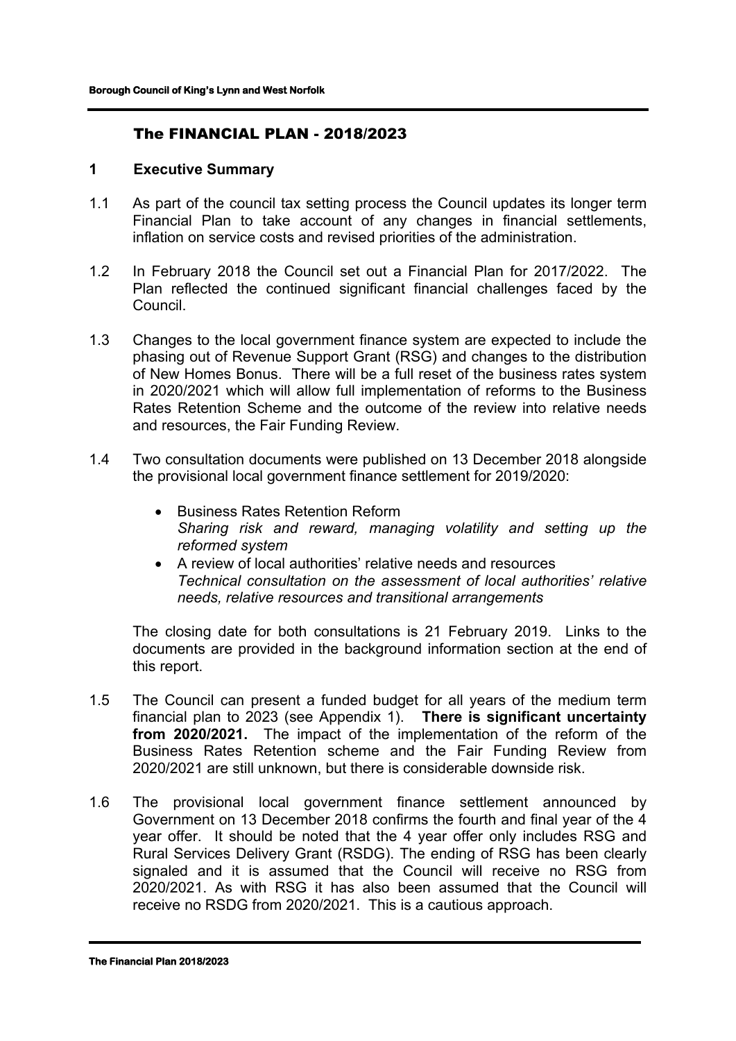# The FINANCIAL PLAN - 2018/2023

## 1 Executive Summary

1.1 As part of the council tax setting process the Council updates its longer term Financial Plan to take account of any changes in financial settlements, inflation on service costs and revised priorities of the administration.

1.2 In February 2018 the Council set out a Financial Plan for 2017/2022. The Plan reflected the continued significant financial challenges faced by the Council.

1.3 Changes to the local government finance system are expected to include the phasing out of Revenue Support Grant (RSG) and changes to the distribution of New Homes Bonus. There will be a full reset of the business rates system in 2020/2021 which will allow full implementation of reforms to the Business Rates Retention Scheme and the outcome of the review into relative needs and resources, the Fair Funding Review.

1.4 Two consultation documents were published on 13 December 2018 alongside the provisional local government finance settlement for 2019/2020:

- Business Rates Retention Reform
  *Sharing risk and reward, managing volatility and setting up the reformed system*
- A review of local authorities' relative needs and resources
  *Technical consultation on the assessment of local authorities' relative needs, relative resources and transitional arrangements*

The closing date for both consultations is 21 February 2019. Links to the documents are provided in the background information section at the end of this report.

1.5 The Council can present a funded budget for all years of the medium term financial plan to 2023 (see Appendix 1). **There is significant uncertainty from 2020/2021.** The impact of the implementation of the reform of the Business Rates Retention scheme and the Fair Funding Review from 2020/2021 are still unknown, but there is considerable downside risk.

1.6 The provisional local government finance settlement announced by Government on 13 December 2018 confirms the fourth and final year of the 4 year offer. It should be noted that the 4 year offer only includes RSG and Rural Services Delivery Grant (RSDG). The ending of RSG has been clearly signaled and it is assumed that the Council will receive no RSG from 2020/2021. As with RSG it has also been assumed that the Council will receive no RSDG from 2020/2021. This is a cautious approach.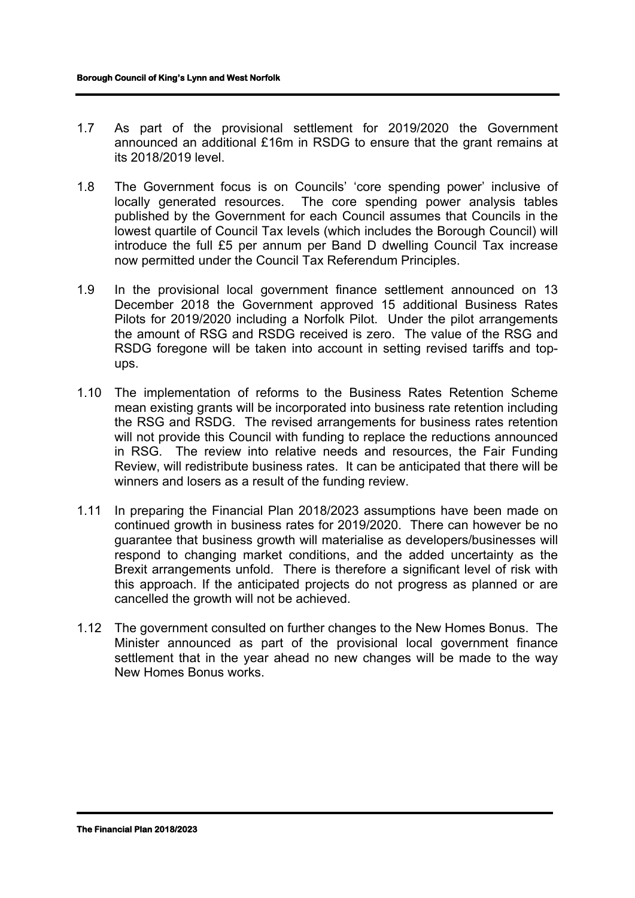1.7 As part of the provisional settlement for 2019/2020 the Government announced an additional £16m in RSDG to ensure that the grant remains at its 2018/2019 level.

1.8 The Government focus is on Councils' 'core spending power' inclusive of locally generated resources. The core spending power analysis tables published by the Government for each Council assumes that Councils in the lowest quartile of Council Tax levels (which includes the Borough Council) will introduce the full £5 per annum per Band D dwelling Council Tax increase now permitted under the Council Tax Referendum Principles.

1.9 In the provisional local government finance settlement announced on 13 December 2018 the Government approved 15 additional Business Rates Pilots for 2019/2020 including a Norfolk Pilot. Under the pilot arrangements the amount of RSG and RSDG received is zero. The value of the RSG and RSDG foregone will be taken into account in setting revised tariffs and top-ups.

1.10 The implementation of reforms to the Business Rates Retention Scheme mean existing grants will be incorporated into business rate retention including the RSG and RSDG. The revised arrangements for business rates retention will not provide this Council with funding to replace the reductions announced in RSG. The review into relative needs and resources, the Fair Funding Review, will redistribute business rates. It can be anticipated that there will be winners and losers as a result of the funding review.

1.11 In preparing the Financial Plan 2018/2023 assumptions have been made on continued growth in business rates for 2019/2020. There can however be no guarantee that business growth will materialise as developers/businesses will respond to changing market conditions, and the added uncertainty as the Brexit arrangements unfold. There is therefore a significant level of risk with this approach. If the anticipated projects do not progress as planned or are cancelled the growth will not be achieved.

1.12 The government consulted on further changes to the New Homes Bonus. The Minister announced as part of the provisional local government finance settlement that in the year ahead no new changes will be made to the way New Homes Bonus works.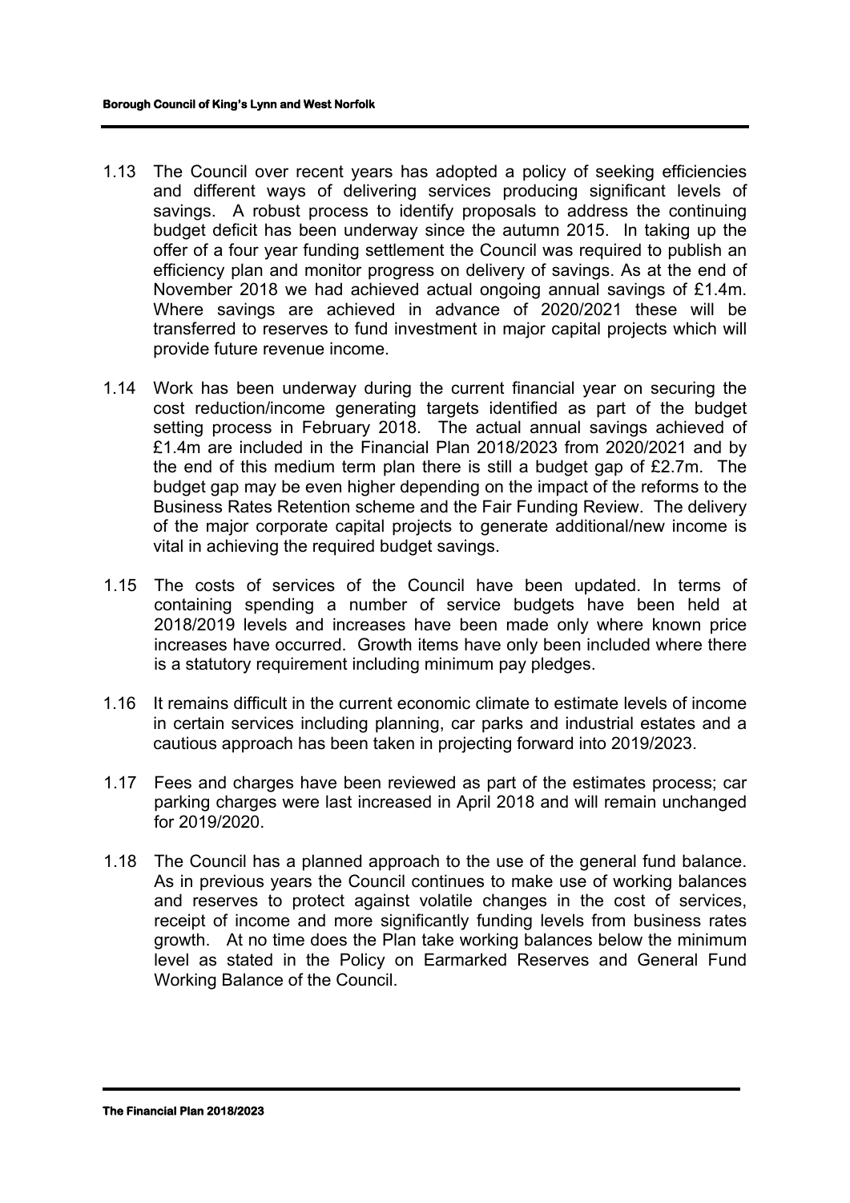1.13 The Council over recent years has adopted a policy of seeking efficiencies and different ways of delivering services producing significant levels of savings. A robust process to identify proposals to address the continuing budget deficit has been underway since the autumn 2015. In taking up the offer of a four year funding settlement the Council was required to publish an efficiency plan and monitor progress on delivery of savings. As at the end of November 2018 we had achieved actual ongoing annual savings of £1.4m. Where savings are achieved in advance of 2020/2021 these will be transferred to reserves to fund investment in major capital projects which will provide future revenue income.

1.14 Work has been underway during the current financial year on securing the cost reduction/income generating targets identified as part of the budget setting process in February 2018. The actual annual savings achieved of £1.4m are included in the Financial Plan 2018/2023 from 2020/2021 and by the end of this medium term plan there is still a budget gap of £2.7m. The budget gap may be even higher depending on the impact of the reforms to the Business Rates Retention scheme and the Fair Funding Review. The delivery of the major corporate capital projects to generate additional/new income is vital in achieving the required budget savings.

1.15 The costs of services of the Council have been updated. In terms of containing spending a number of service budgets have been held at 2018/2019 levels and increases have been made only where known price increases have occurred. Growth items have only been included where there is a statutory requirement including minimum pay pledges.

1.16 It remains difficult in the current economic climate to estimate levels of income in certain services including planning, car parks and industrial estates and a cautious approach has been taken in projecting forward into 2019/2023.

1.17 Fees and charges have been reviewed as part of the estimates process; car parking charges were last increased in April 2018 and will remain unchanged for 2019/2020.

1.18 The Council has a planned approach to the use of the general fund balance. As in previous years the Council continues to make use of working balances and reserves to protect against volatile changes in the cost of services, receipt of income and more significantly funding levels from business rates growth. At no time does the Plan take working balances below the minimum level as stated in the Policy on Earmarked Reserves and General Fund Working Balance of the Council.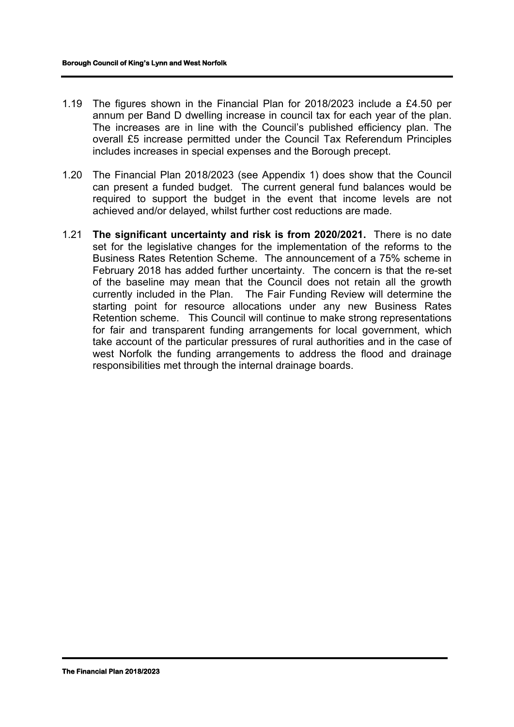1.19 The figures shown in the Financial Plan for 2018/2023 include a £4.50 per annum per Band D dwelling increase in council tax for each year of the plan. The increases are in line with the Council's published efficiency plan. The overall £5 increase permitted under the Council Tax Referendum Principles includes increases in special expenses and the Borough precept.

1.20 The Financial Plan 2018/2023 (see Appendix 1) does show that the Council can present a funded budget. The current general fund balances would be required to support the budget in the event that income levels are not achieved and/or delayed, whilst further cost reductions are made.

1.21 **The significant uncertainty and risk is from 2020/2021.** There is no date set for the legislative changes for the implementation of the reforms to the Business Rates Retention Scheme. The announcement of a 75% scheme in February 2018 has added further uncertainty. The concern is that the re-set of the baseline may mean that the Council does not retain all the growth currently included in the Plan. The Fair Funding Review will determine the starting point for resource allocations under any new Business Rates Retention scheme. This Council will continue to make strong representations for fair and transparent funding arrangements for local government, which take account of the particular pressures of rural authorities and in the case of west Norfolk the funding arrangements to address the flood and drainage responsibilities met through the internal drainage boards.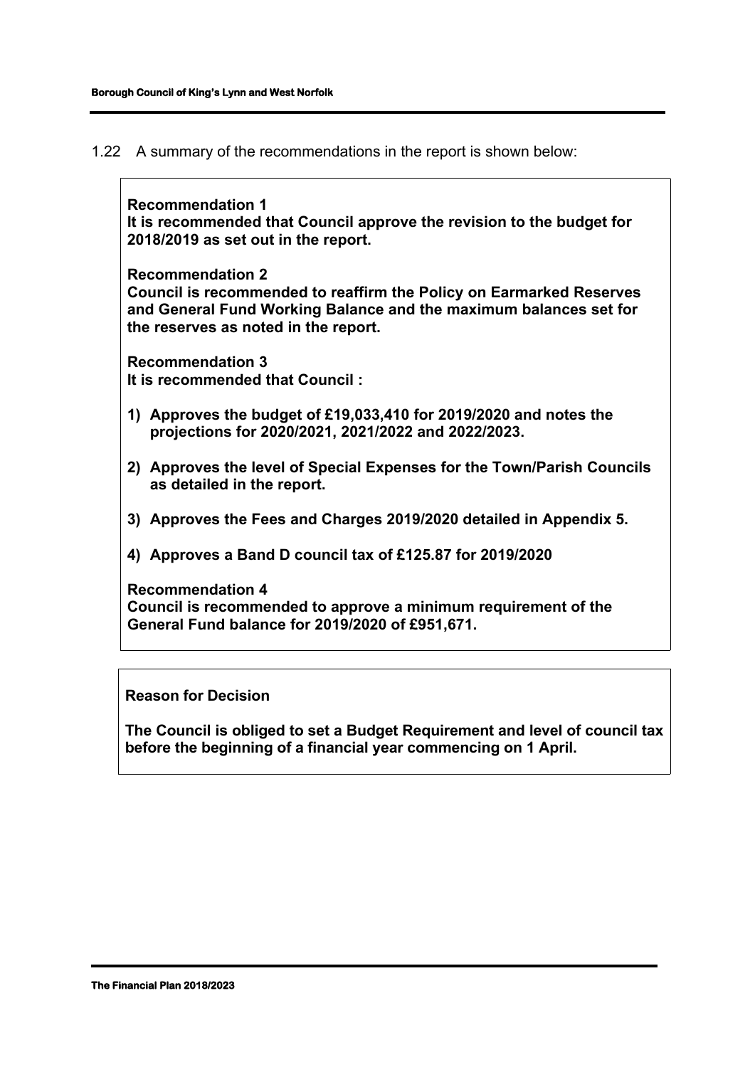1.22 A summary of the recommendations in the report is shown below:

**Recommendation 1**
**It is recommended that Council approve the revision to the budget for 2018/2019 as set out in the report.**

**Recommendation 2**
**Council is recommended to reaffirm the Policy on Earmarked Reserves and General Fund Working Balance and the maximum balances set for the reserves as noted in the report.**

**Recommendation 3**
**It is recommended that Council :**

1) **Approves the budget of £19,033,410 for 2019/2020 and notes the projections for 2020/2021, 2021/2022 and 2022/2023.**
2) **Approves the level of Special Expenses for the Town/Parish Councils as detailed in the report.**
3) **Approves the Fees and Charges 2019/2020 detailed in Appendix 5.**
4) **Approves a Band D council tax of £125.87 for 2019/2020**

**Recommendation 4**
**Council is recommended to approve a minimum requirement of the General Fund balance for 2019/2020 of £951,671.**

**Reason for Decision**

**The Council is obliged to set a Budget Requirement and level of council tax before the beginning of a financial year commencing on 1 April.**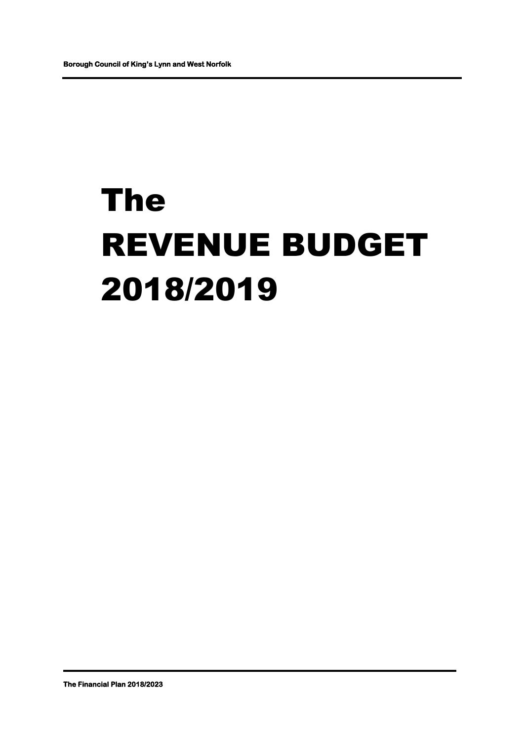# The REVENUE BUDGET 2018/2019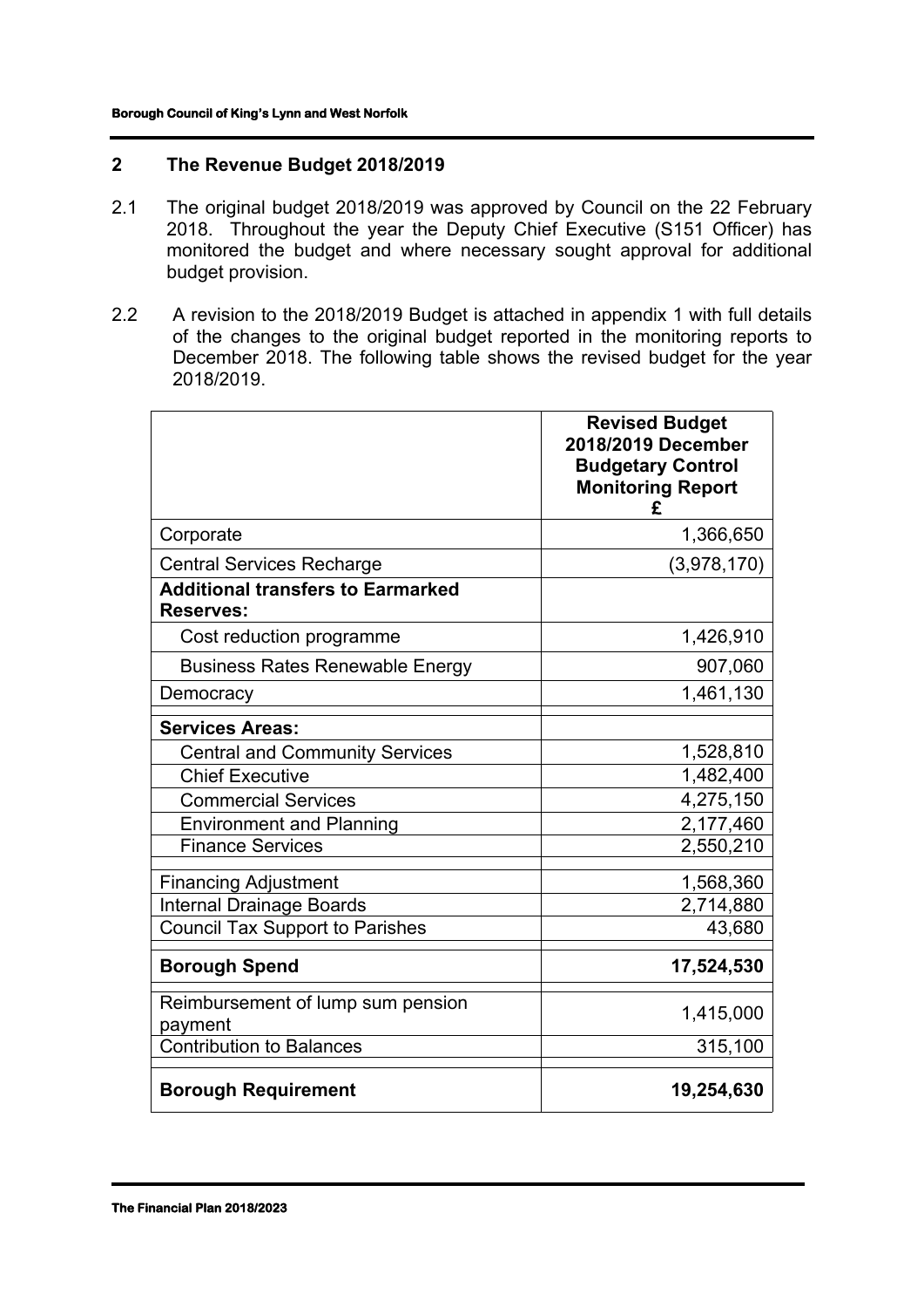## 2 The Revenue Budget 2018/2019

2.1 The original budget 2018/2019 was approved by Council on the 22 February 2018. Throughout the year the Deputy Chief Executive (S151 Officer) has monitored the budget and where necessary sought approval for additional budget provision.

2.2 A revision to the 2018/2019 Budget is attached in appendix 1 with full details of the changes to the original budget reported in the monitoring reports to December 2018. The following table shows the revised budget for the year 2018/2019.

| | **Revised Budget 2018/2019 December Budgetary Control Monitoring Report £** |
|---|---:|
| Corporate | 1,366,650 |
| Central Services Recharge | (3,978,170) |
| **Additional transfers to Earmarked Reserves:** | |
| Cost reduction programme | 1,426,910 |
| Business Rates Renewable Energy | 907,060 |
| Democracy | 1,461,130 |
| **Services Areas:** | |
| Central and Community Services | 1,528,810 |
| Chief Executive | 1,482,400 |
| Commercial Services | 4,275,150 |
| Environment and Planning | 2,177,460 |
| Finance Services | 2,550,210 |
| Financing Adjustment | 1,568,360 |
| Internal Drainage Boards | 2,714,880 |
| Council Tax Support to Parishes | 43,680 |
| **Borough Spend** | **17,524,530** |
| Reimbursement of lump sum pension payment | 1,415,000 |
| Contribution to Balances | 315,100 |
| **Borough Requirement** | **19,254,630** |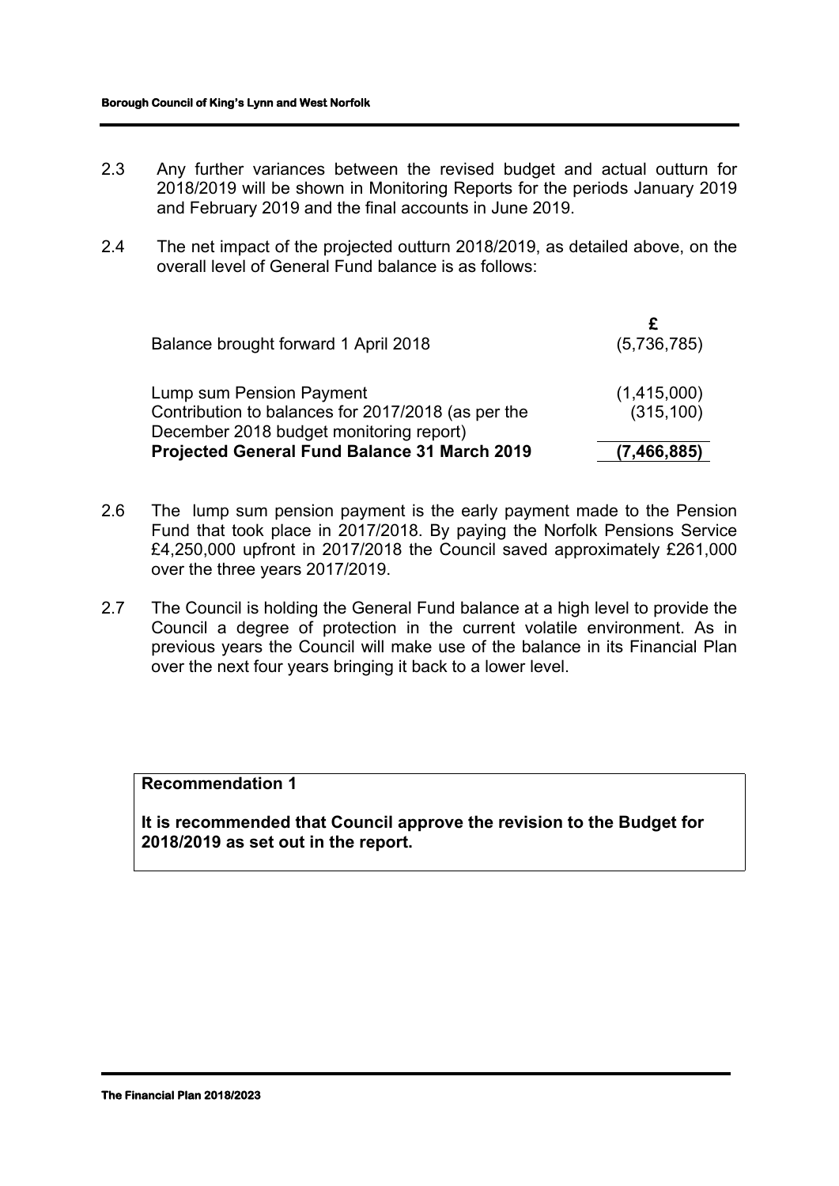2.3 Any further variances between the revised budget and actual outturn for 2018/2019 will be shown in Monitoring Reports for the periods January 2019 and February 2019 and the final accounts in June 2019.

2.4 The net impact of the projected outturn 2018/2019, as detailed above, on the overall level of General Fund balance is as follows:

| | £ |
|---|---|
| Balance brought forward 1 April 2018 | (5,736,785) |
| Lump sum Pension Payment | (1,415,000) |
| Contribution to balances for 2017/2018 (as per the December 2018 budget monitoring report) | (315,100) |
| **Projected General Fund Balance 31 March 2019** | **(7,466,885)** |

2.6 The lump sum pension payment is the early payment made to the Pension Fund that took place in 2017/2018. By paying the Norfolk Pensions Service £4,250,000 upfront in 2017/2018 the Council saved approximately £261,000 over the three years 2017/2019.

2.7 The Council is holding the General Fund balance at a high level to provide the Council a degree of protection in the current volatile environment. As in previous years the Council will make use of the balance in its Financial Plan over the next four years bringing it back to a lower level.

**Recommendation 1**

**It is recommended that Council approve the revision to the Budget for 2018/2019 as set out in the report.**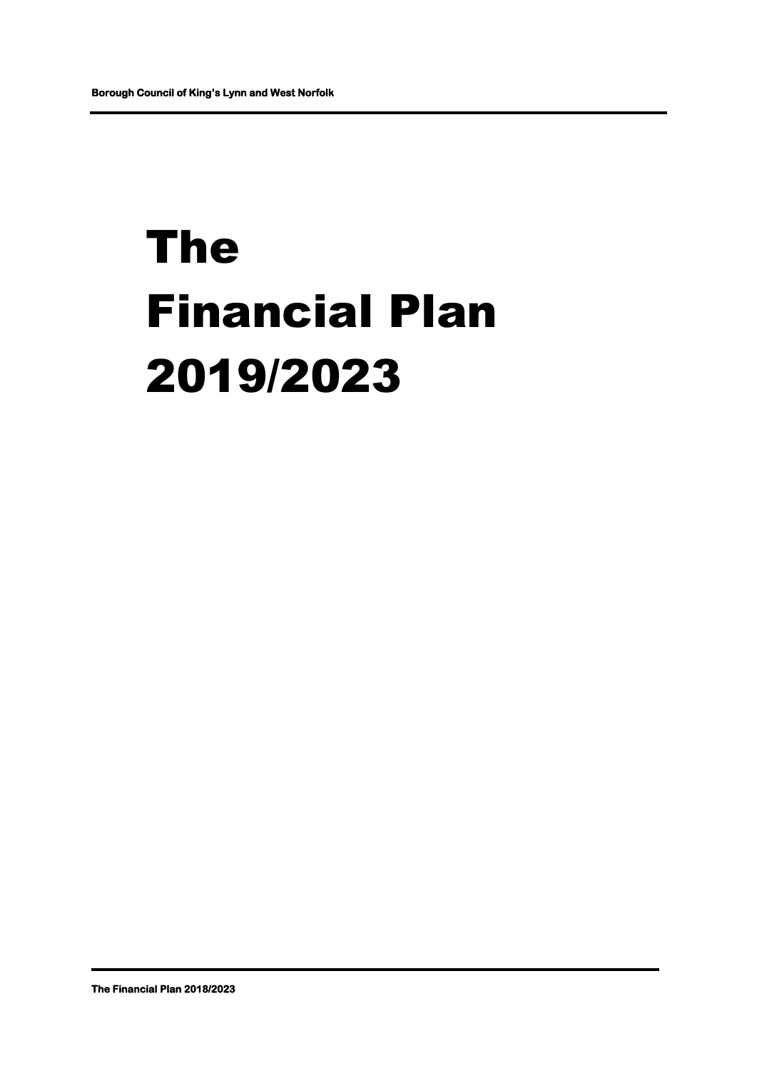# The Financial Plan 2019/2023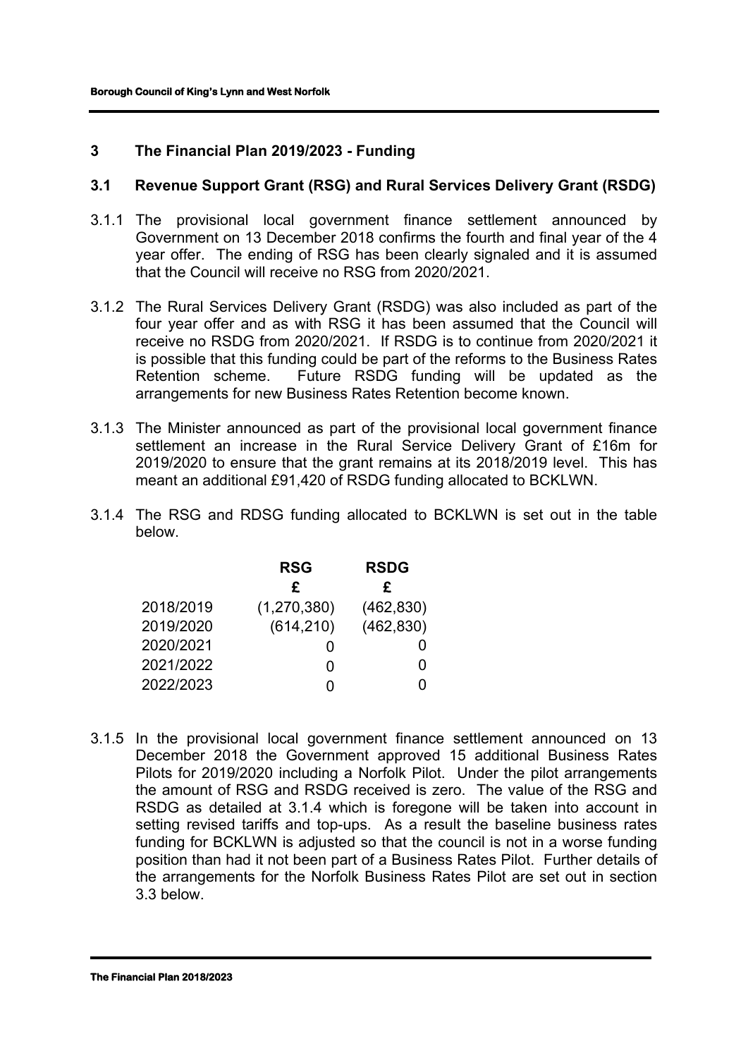## 3 The Financial Plan 2019/2023 - Funding

### 3.1 Revenue Support Grant (RSG) and Rural Services Delivery Grant (RSDG)

3.1.1 The provisional local government finance settlement announced by Government on 13 December 2018 confirms the fourth and final year of the 4 year offer. The ending of RSG has been clearly signaled and it is assumed that the Council will receive no RSG from 2020/2021.

3.1.2 The Rural Services Delivery Grant (RSDG) was also included as part of the four year offer and as with RSG it has been assumed that the Council will receive no RSDG from 2020/2021. If RSDG is to continue from 2020/2021 it is possible that this funding could be part of the reforms to the Business Rates Retention scheme. Future RSDG funding will be updated as the arrangements for new Business Rates Retention become known.

3.1.3 The Minister announced as part of the provisional local government finance settlement an increase in the Rural Service Delivery Grant of £16m for 2019/2020 to ensure that the grant remains at its 2018/2019 level. This has meant an additional £91,420 of RSDG funding allocated to BCKLWN.

3.1.4 The RSG and RDSG funding allocated to BCKLWN is set out in the table below.

| | RSG | RSDG |
|---|---|---|
| | £ | £ |
| 2018/2019 | (1,270,380) | (462,830) |
| 2019/2020 | (614,210) | (462,830) |
| 2020/2021 | 0 | 0 |
| 2021/2022 | 0 | 0 |
| 2022/2023 | 0 | 0 |

3.1.5 In the provisional local government finance settlement announced on 13 December 2018 the Government approved 15 additional Business Rates Pilots for 2019/2020 including a Norfolk Pilot. Under the pilot arrangements the amount of RSG and RSDG received is zero. The value of the RSG and RSDG as detailed at 3.1.4 which is foregone will be taken into account in setting revised tariffs and top-ups. As a result the baseline business rates funding for BCKLWN is adjusted so that the council is not in a worse funding position than had it not been part of a Business Rates Pilot. Further details of the arrangements for the Norfolk Business Rates Pilot are set out in section 3.3 below.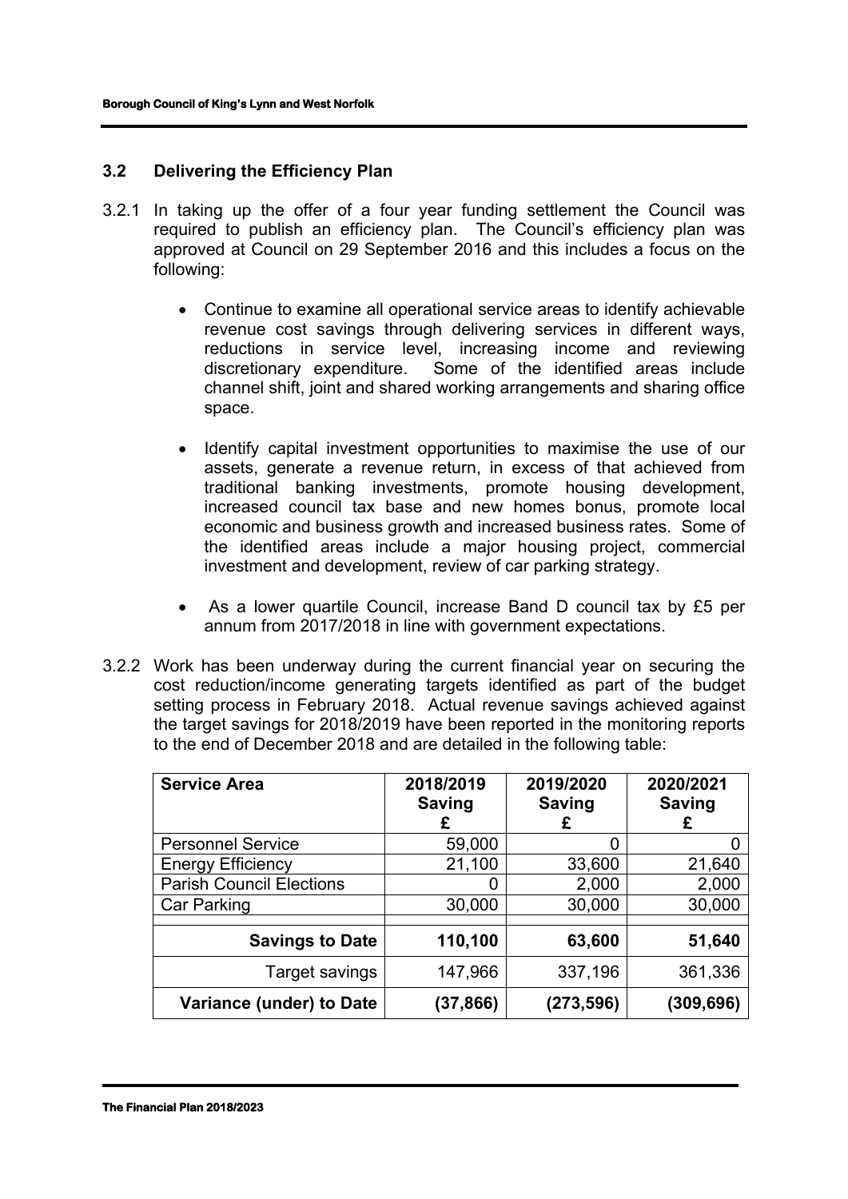### 3.2 Delivering the Efficiency Plan

3.2.1 In taking up the offer of a four year funding settlement the Council was required to publish an efficiency plan. The Council's efficiency plan was approved at Council on 29 September 2016 and this includes a focus on the following:

- Continue to examine all operational service areas to identify achievable revenue cost savings through delivering services in different ways, reductions in service level, increasing income and reviewing discretionary expenditure. Some of the identified areas include channel shift, joint and shared working arrangements and sharing office space.

- Identify capital investment opportunities to maximise the use of our assets, generate a revenue return, in excess of that achieved from traditional banking investments, promote housing development, increased council tax base and new homes bonus, promote local economic and business growth and increased business rates. Some of the identified areas include a major housing project, commercial investment and development, review of car parking strategy.

- As a lower quartile Council, increase Band D council tax by £5 per annum from 2017/2018 in line with government expectations.

3.2.2 Work has been underway during the current financial year on securing the cost reduction/income generating targets identified as part of the budget setting process in February 2018. Actual revenue savings achieved against the target savings for 2018/2019 have been reported in the monitoring reports to the end of December 2018 and are detailed in the following table:

| Service Area | 2018/2019 Saving £ | 2019/2020 Saving £ | 2020/2021 Saving £ |
|---|---|---|---|
| Personnel Service | 59,000 | 0 | 0 |
| Energy Efficiency | 21,100 | 33,600 | 21,640 |
| Parish Council Elections | 0 | 2,000 | 2,000 |
| Car Parking | 30,000 | 30,000 | 30,000 |
| **Savings to Date** | **110,100** | **63,600** | **51,640** |
| Target savings | 147,966 | 337,196 | 361,336 |
| **Variance (under) to Date** | **(37,866)** | **(273,596)** | **(309,696)** |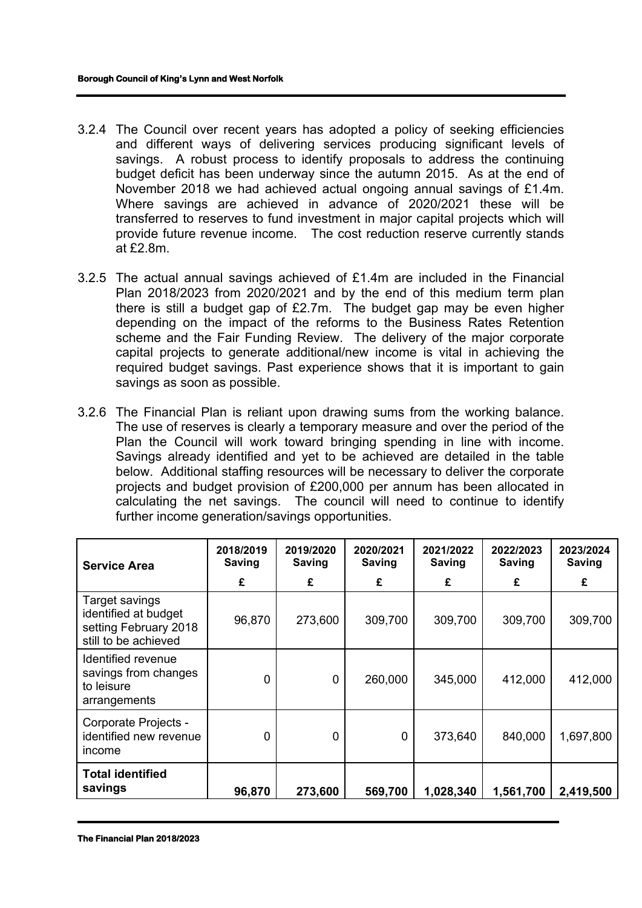3.2.4 The Council over recent years has adopted a policy of seeking efficiencies and different ways of delivering services producing significant levels of savings. A robust process to identify proposals to address the continuing budget deficit has been underway since the autumn 2015. As at the end of November 2018 we had achieved actual ongoing annual savings of £1.4m. Where savings are achieved in advance of 2020/2021 these will be transferred to reserves to fund investment in major capital projects which will provide future revenue income. The cost reduction reserve currently stands at £2.8m.

3.2.5 The actual annual savings achieved of £1.4m are included in the Financial Plan 2018/2023 from 2020/2021 and by the end of this medium term plan there is still a budget gap of £2.7m. The budget gap may be even higher depending on the impact of the reforms to the Business Rates Retention scheme and the Fair Funding Review. The delivery of the major corporate capital projects to generate additional/new income is vital in achieving the required budget savings. Past experience shows that it is important to gain savings as soon as possible.

3.2.6 The Financial Plan is reliant upon drawing sums from the working balance. The use of reserves is clearly a temporary measure and over the period of the Plan the Council will work toward bringing spending in line with income. Savings already identified and yet to be achieved are detailed in the table below. Additional staffing resources will be necessary to deliver the corporate projects and budget provision of £200,000 per annum has been allocated in calculating the net savings. The council will need to continue to identify further income generation/savings opportunities.

| Service Area | 2018/2019 Saving | 2019/2020 Saving | 2020/2021 Saving | 2021/2022 Saving | 2022/2023 Saving | 2023/2024 Saving |
|---|---|---|---|---|---|---|
| | £ | £ | £ | £ | £ | £ |
| Target savings identified at budget setting February 2018 still to be achieved | 96,870 | 273,600 | 309,700 | 309,700 | 309,700 | 309,700 |
| Identified revenue savings from changes to leisure arrangements | 0 | 0 | 260,000 | 345,000 | 412,000 | 412,000 |
| Corporate Projects - identified new revenue income | 0 | 0 | 0 | 373,640 | 840,000 | 1,697,800 |
| **Total identified savings** | **96,870** | **273,600** | **569,700** | **1,028,340** | **1,561,700** | **2,419,500** |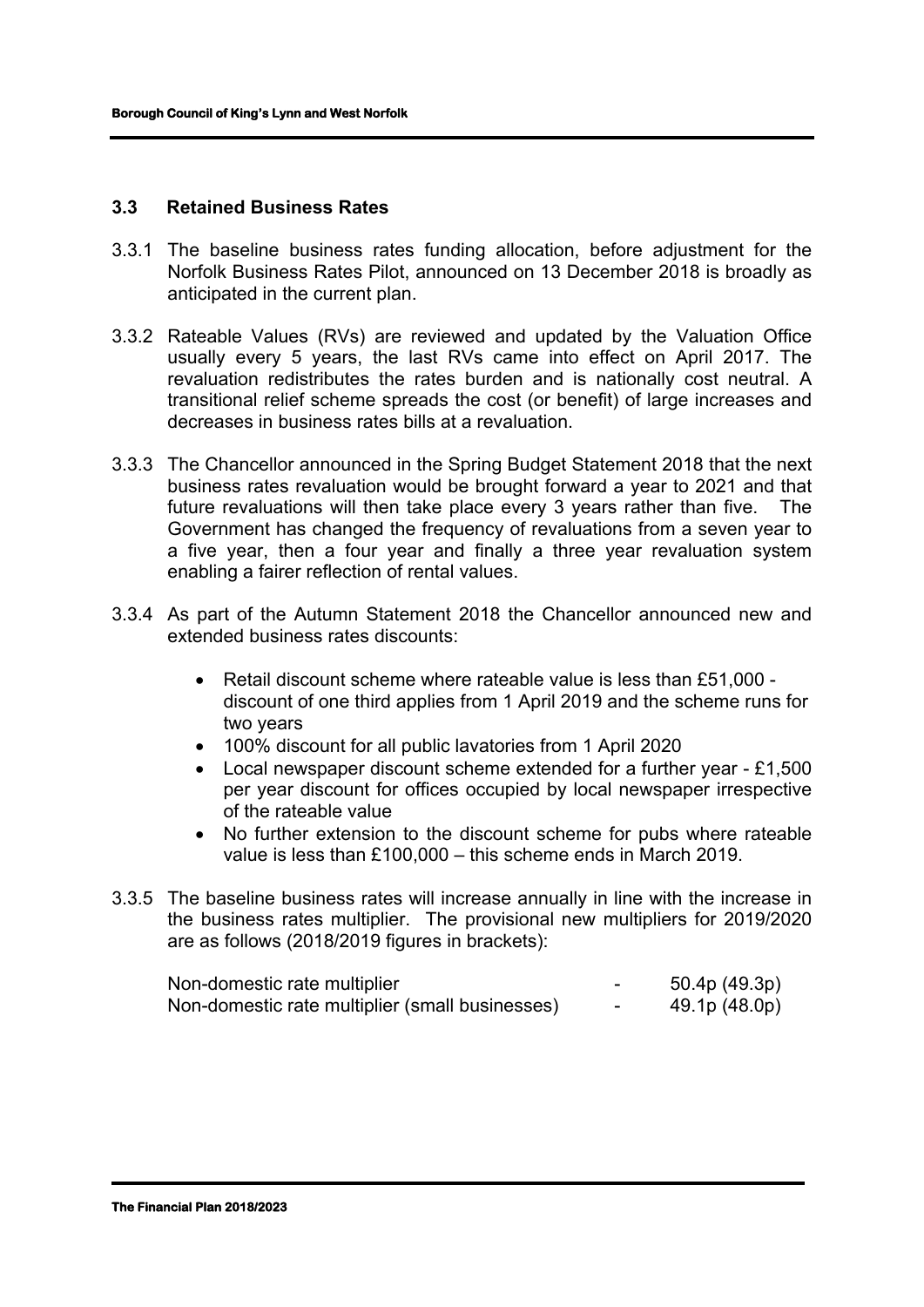## 3.3 Retained Business Rates

3.3.1 The baseline business rates funding allocation, before adjustment for the Norfolk Business Rates Pilot, announced on 13 December 2018 is broadly as anticipated in the current plan.

3.3.2 Rateable Values (RVs) are reviewed and updated by the Valuation Office usually every 5 years, the last RVs came into effect on April 2017. The revaluation redistributes the rates burden and is nationally cost neutral. A transitional relief scheme spreads the cost (or benefit) of large increases and decreases in business rates bills at a revaluation.

3.3.3 The Chancellor announced in the Spring Budget Statement 2018 that the next business rates revaluation would be brought forward a year to 2021 and that future revaluations will then take place every 3 years rather than five. The Government has changed the frequency of revaluations from a seven year to a five year, then a four year and finally a three year revaluation system enabling a fairer reflection of rental values.

3.3.4 As part of the Autumn Statement 2018 the Chancellor announced new and extended business rates discounts:

- Retail discount scheme where rateable value is less than £51,000 - discount of one third applies from 1 April 2019 and the scheme runs for two years
- 100% discount for all public lavatories from 1 April 2020
- Local newspaper discount scheme extended for a further year - £1,500 per year discount for offices occupied by local newspaper irrespective of the rateable value
- No further extension to the discount scheme for pubs where rateable value is less than £100,000 – this scheme ends in March 2019.

3.3.5 The baseline business rates will increase annually in line with the increase in the business rates multiplier. The provisional new multipliers for 2019/2020 are as follows (2018/2019 figures in brackets):

| | | |
|---|---|---|
| Non-domestic rate multiplier | - | 50.4p (49.3p) |
| Non-domestic rate multiplier (small businesses) | - | 49.1p (48.0p) |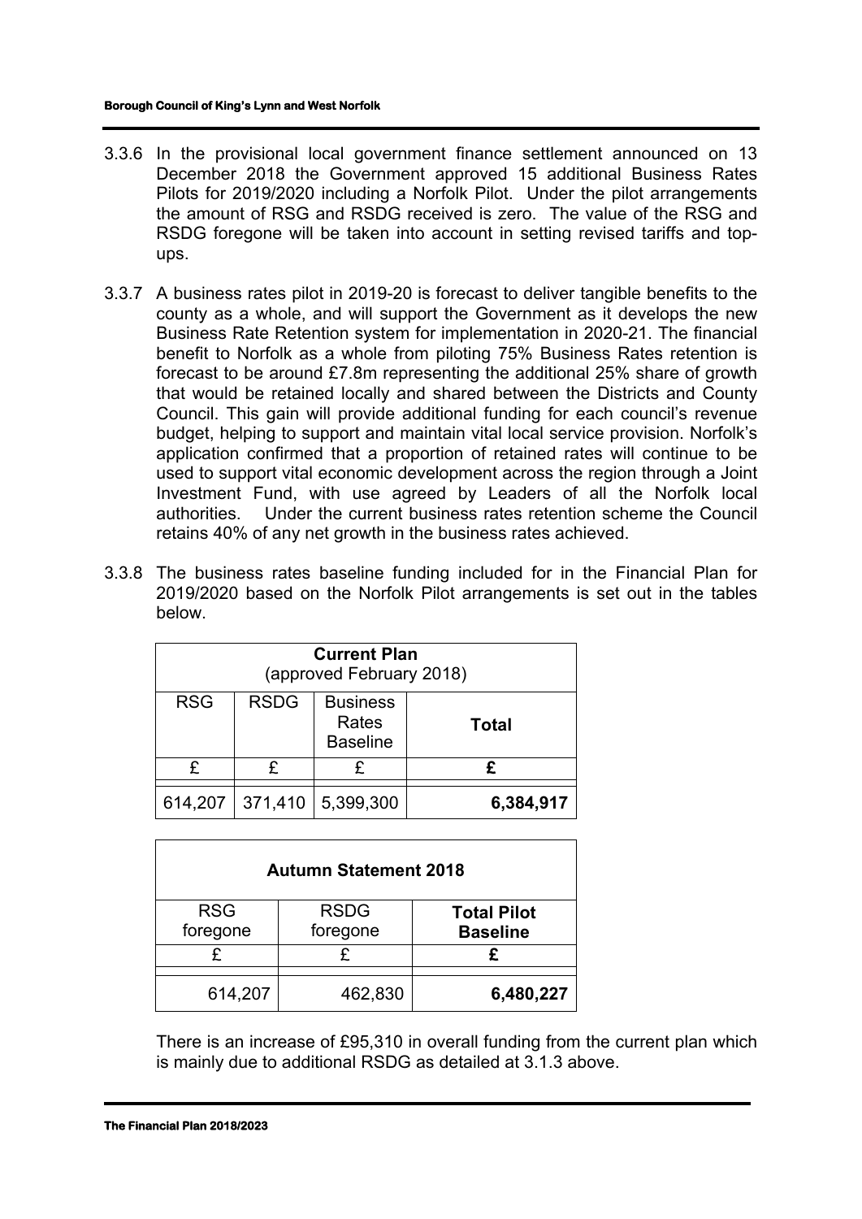3.3.6 In the provisional local government finance settlement announced on 13 December 2018 the Government approved 15 additional Business Rates Pilots for 2019/2020 including a Norfolk Pilot. Under the pilot arrangements the amount of RSG and RSDG received is zero. The value of the RSG and RSDG foregone will be taken into account in setting revised tariffs and top-ups.

3.3.7 A business rates pilot in 2019-20 is forecast to deliver tangible benefits to the county as a whole, and will support the Government as it develops the new Business Rate Retention system for implementation in 2020-21. The financial benefit to Norfolk as a whole from piloting 75% Business Rates retention is forecast to be around £7.8m representing the additional 25% share of growth that would be retained locally and shared between the Districts and County Council. This gain will provide additional funding for each council's revenue budget, helping to support and maintain vital local service provision. Norfolk's application confirmed that a proportion of retained rates will continue to be used to support vital economic development across the region through a Joint Investment Fund, with use agreed by Leaders of all the Norfolk local authorities. Under the current business rates retention scheme the Council retains 40% of any net growth in the business rates achieved.

3.3.8 The business rates baseline funding included for in the Financial Plan for 2019/2020 based on the Norfolk Pilot arrangements is set out in the tables below.

| **Current Plan** (approved February 2018) | | | |
|---|---|---|---|
| RSG | RSDG | Business Rates Baseline | **Total** |
| £ | £ | £ | **£** |
| 614,207 | 371,410 | 5,399,300 | **6,384,917** |

| **Autumn Statement 2018** | | |
|---|---|---|
| RSG foregone | RSDG foregone | **Total Pilot Baseline** |
| £ | £ | **£** |
| 614,207 | 462,830 | **6,480,227** |

There is an increase of £95,310 in overall funding from the current plan which is mainly due to additional RSDG as detailed at 3.1.3 above.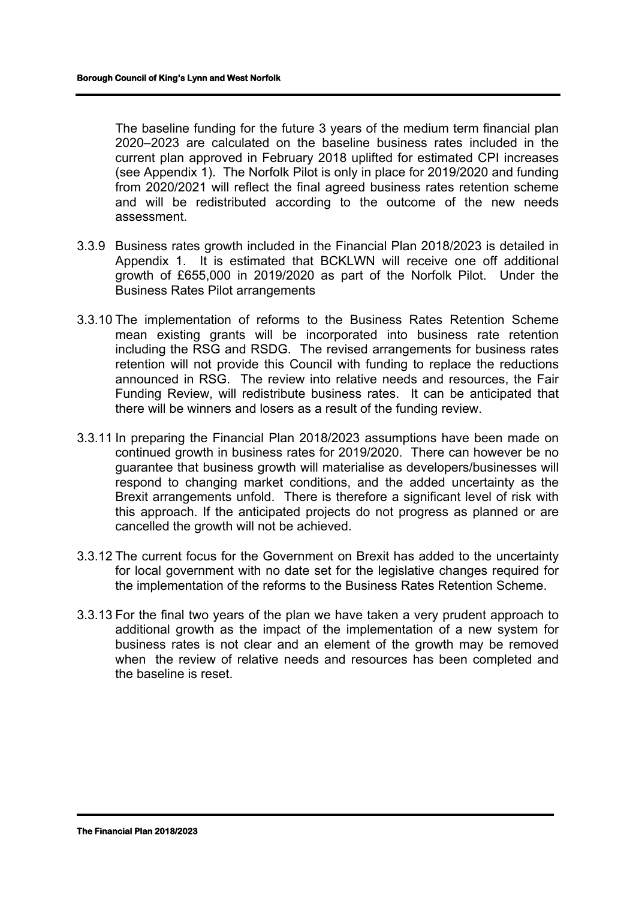The baseline funding for the future 3 years of the medium term financial plan 2020–2023 are calculated on the baseline business rates included in the current plan approved in February 2018 uplifted for estimated CPI increases (see Appendix 1). The Norfolk Pilot is only in place for 2019/2020 and funding from 2020/2021 will reflect the final agreed business rates retention scheme and will be redistributed according to the outcome of the new needs assessment.

3.3.9 Business rates growth included in the Financial Plan 2018/2023 is detailed in Appendix 1. It is estimated that BCKLWN will receive one off additional growth of £655,000 in 2019/2020 as part of the Norfolk Pilot. Under the Business Rates Pilot arrangements

3.3.10 The implementation of reforms to the Business Rates Retention Scheme mean existing grants will be incorporated into business rate retention including the RSG and RSDG. The revised arrangements for business rates retention will not provide this Council with funding to replace the reductions announced in RSG. The review into relative needs and resources, the Fair Funding Review, will redistribute business rates. It can be anticipated that there will be winners and losers as a result of the funding review.

3.3.11 In preparing the Financial Plan 2018/2023 assumptions have been made on continued growth in business rates for 2019/2020. There can however be no guarantee that business growth will materialise as developers/businesses will respond to changing market conditions, and the added uncertainty as the Brexit arrangements unfold. There is therefore a significant level of risk with this approach. If the anticipated projects do not progress as planned or are cancelled the growth will not be achieved.

3.3.12 The current focus for the Government on Brexit has added to the uncertainty for local government with no date set for the legislative changes required for the implementation of the reforms to the Business Rates Retention Scheme.

3.3.13 For the final two years of the plan we have taken a very prudent approach to additional growth as the impact of the implementation of a new system for business rates is not clear and an element of the growth may be removed when the review of relative needs and resources has been completed and the baseline is reset.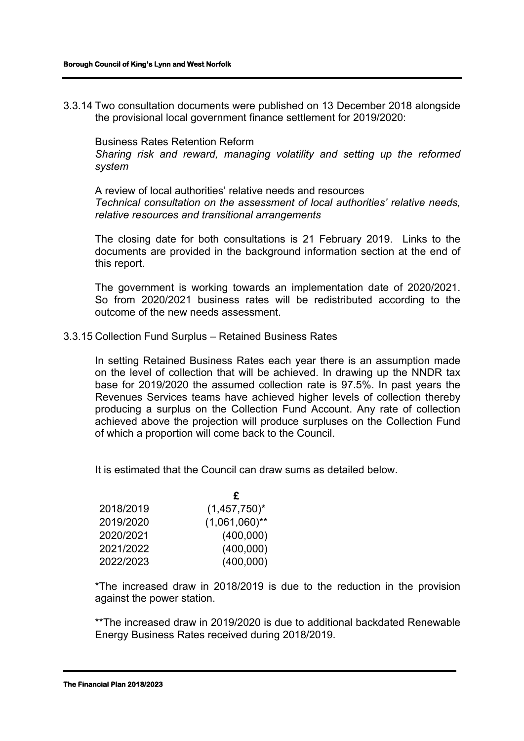3.3.14 Two consultation documents were published on 13 December 2018 alongside the provisional local government finance settlement for 2019/2020:

Business Rates Retention Reform
*Sharing risk and reward, managing volatility and setting up the reformed system*

A review of local authorities' relative needs and resources
*Technical consultation on the assessment of local authorities' relative needs, relative resources and transitional arrangements*

The closing date for both consultations is 21 February 2019. Links to the documents are provided in the background information section at the end of this report.

The government is working towards an implementation date of 2020/2021. So from 2020/2021 business rates will be redistributed according to the outcome of the new needs assessment.

3.3.15 Collection Fund Surplus – Retained Business Rates

In setting Retained Business Rates each year there is an assumption made on the level of collection that will be achieved. In drawing up the NNDR tax base for 2019/2020 the assumed collection rate is 97.5%. In past years the Revenues Services teams have achieved higher levels of collection thereby producing a surplus on the Collection Fund Account. Any rate of collection achieved above the projection will produce surpluses on the Collection Fund of which a proportion will come back to the Council.

It is estimated that the Council can draw sums as detailed below.

| | £ |
|---|---|
| 2018/2019 | (1,457,750)* |
| 2019/2020 | (1,061,060)** |
| 2020/2021 | (400,000) |
| 2021/2022 | (400,000) |
| 2022/2023 | (400,000) |

*The increased draw in 2018/2019 is due to the reduction in the provision against the power station.

**The increased draw in 2019/2020 is due to additional backdated Renewable Energy Business Rates received during 2018/2019.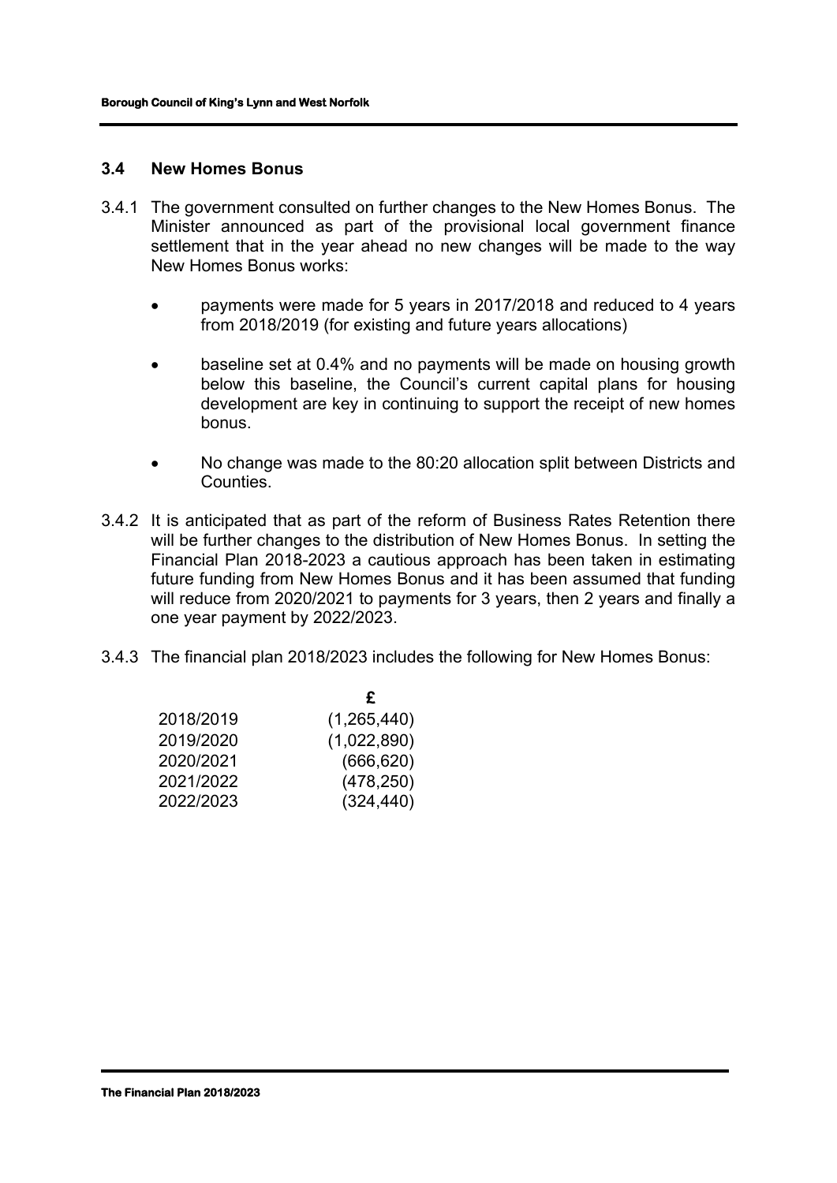### 3.4 New Homes Bonus

3.4.1 The government consulted on further changes to the New Homes Bonus. The Minister announced as part of the provisional local government finance settlement that in the year ahead no new changes will be made to the way New Homes Bonus works:

- payments were made for 5 years in 2017/2018 and reduced to 4 years from 2018/2019 (for existing and future years allocations)
- baseline set at 0.4% and no payments will be made on housing growth below this baseline, the Council's current capital plans for housing development are key in continuing to support the receipt of new homes bonus.
- No change was made to the 80:20 allocation split between Districts and Counties.

3.4.2 It is anticipated that as part of the reform of Business Rates Retention there will be further changes to the distribution of New Homes Bonus. In setting the Financial Plan 2018-2023 a cautious approach has been taken in estimating future funding from New Homes Bonus and it has been assumed that funding will reduce from 2020/2021 to payments for 3 years, then 2 years and finally a one year payment by 2022/2023.

3.4.3 The financial plan 2018/2023 includes the following for New Homes Bonus:

| | £ |
|---|---|
| 2018/2019 | (1,265,440) |
| 2019/2020 | (1,022,890) |
| 2020/2021 | (666,620) |
| 2021/2022 | (478,250) |
| 2022/2023 | (324,440) |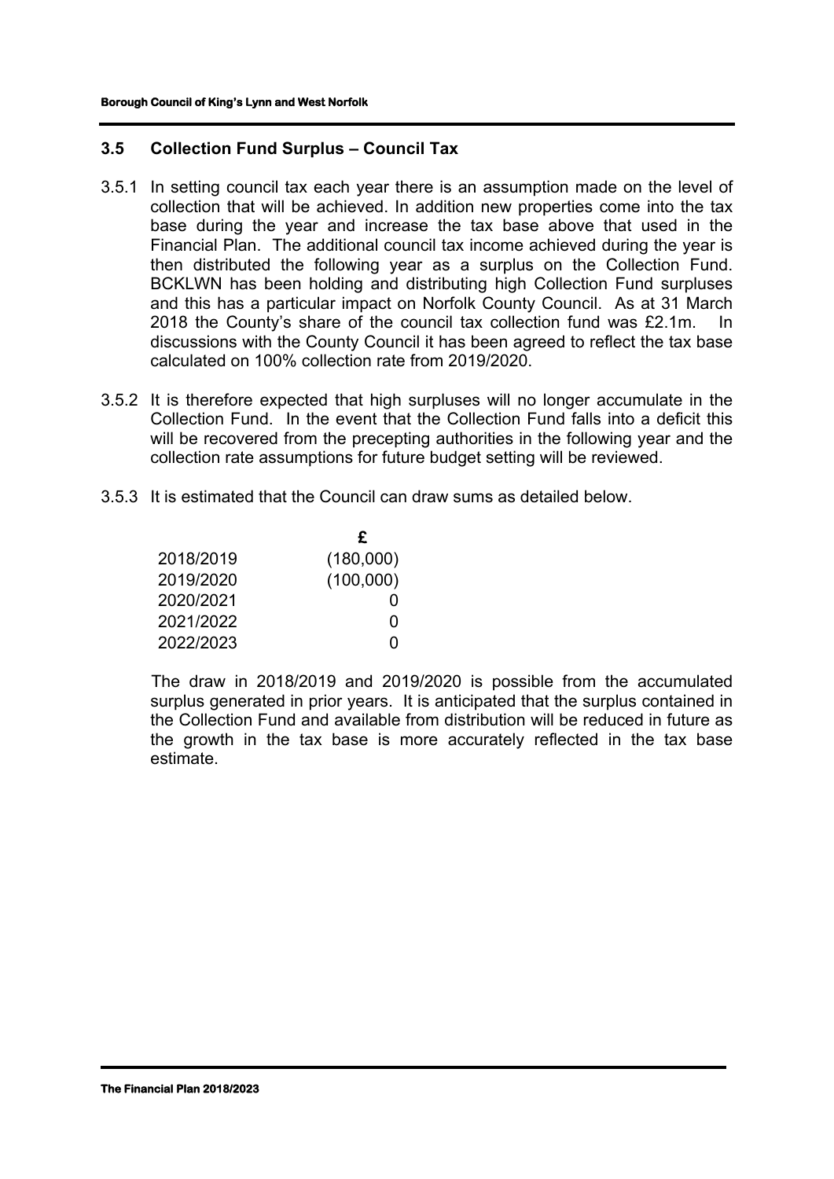### 3.5 Collection Fund Surplus – Council Tax

3.5.1 In setting council tax each year there is an assumption made on the level of collection that will be achieved. In addition new properties come into the tax base during the year and increase the tax base above that used in the Financial Plan. The additional council tax income achieved during the year is then distributed the following year as a surplus on the Collection Fund. BCKLWN has been holding and distributing high Collection Fund surpluses and this has a particular impact on Norfolk County Council. As at 31 March 2018 the County's share of the council tax collection fund was £2.1m. In discussions with the County Council it has been agreed to reflect the tax base calculated on 100% collection rate from 2019/2020.

3.5.2 It is therefore expected that high surpluses will no longer accumulate in the Collection Fund. In the event that the Collection Fund falls into a deficit this will be recovered from the precepting authorities in the following year and the collection rate assumptions for future budget setting will be reviewed.

3.5.3 It is estimated that the Council can draw sums as detailed below.

| | £ |
|---|---|
| 2018/2019 | (180,000) |
| 2019/2020 | (100,000) |
| 2020/2021 | 0 |
| 2021/2022 | 0 |
| 2022/2023 | 0 |

The draw in 2018/2019 and 2019/2020 is possible from the accumulated surplus generated in prior years. It is anticipated that the surplus contained in the Collection Fund and available from distribution will be reduced in future as the growth in the tax base is more accurately reflected in the tax base estimate.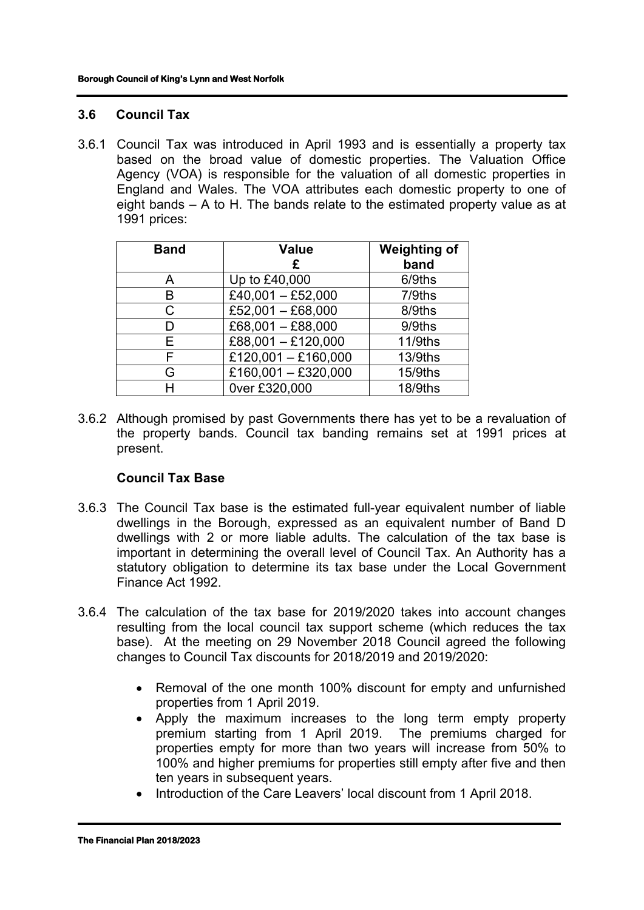## 3.6 Council Tax

3.6.1 Council Tax was introduced in April 1993 and is essentially a property tax based on the broad value of domestic properties. The Valuation Office Agency (VOA) is responsible for the valuation of all domestic properties in England and Wales. The VOA attributes each domestic property to one of eight bands – A to H. The bands relate to the estimated property value as at 1991 prices:

| Band | Value £ | Weighting of band |
|---|---|---|
| A | Up to £40,000 | 6/9ths |
| B | £40,001 – £52,000 | 7/9ths |
| C | £52,001 – £68,000 | 8/9ths |
| D | £68,001 – £88,000 | 9/9ths |
| E | £88,001 – £120,000 | 11/9ths |
| F | £120,001 – £160,000 | 13/9ths |
| G | £160,001 – £320,000 | 15/9ths |
| H | 0ver £320,000 | 18/9ths |

3.6.2 Although promised by past Governments there has yet to be a revaluation of the property bands. Council tax banding remains set at 1991 prices at present.

### Council Tax Base

3.6.3 The Council Tax base is the estimated full-year equivalent number of liable dwellings in the Borough, expressed as an equivalent number of Band D dwellings with 2 or more liable adults. The calculation of the tax base is important in determining the overall level of Council Tax. An Authority has a statutory obligation to determine its tax base under the Local Government Finance Act 1992.

3.6.4 The calculation of the tax base for 2019/2020 takes into account changes resulting from the local council tax support scheme (which reduces the tax base). At the meeting on 29 November 2018 Council agreed the following changes to Council Tax discounts for 2018/2019 and 2019/2020:

- Removal of the one month 100% discount for empty and unfurnished properties from 1 April 2019.
- Apply the maximum increases to the long term empty property premium starting from 1 April 2019. The premiums charged for properties empty for more than two years will increase from 50% to 100% and higher premiums for properties still empty after five and then ten years in subsequent years.
- Introduction of the Care Leavers' local discount from 1 April 2018.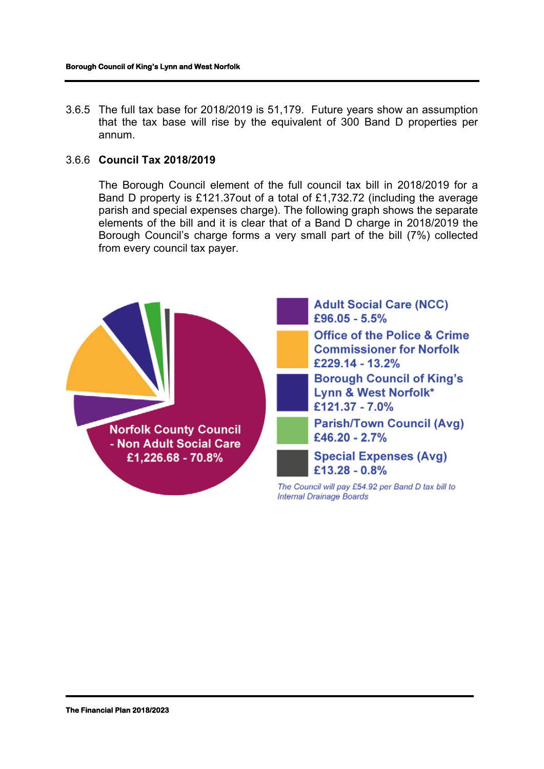3.6.5 The full tax base for 2018/2019 is 51,179. Future years show an assumption that the tax base will rise by the equivalent of 300 Band D properties per annum.

3.6.6 **Council Tax 2018/2019**

The Borough Council element of the full council tax bill in 2018/2019 for a Band D property is £121.37out of a total of £1,732.72 (including the average parish and special expenses charge). The following graph shows the separate elements of the bill and it is clear that of a Band D charge in 2018/2019 the Borough Council's charge forms a very small part of the bill (7%) collected from every council tax payer.

Norfolk County Council - Non Adult Social Care £1,226.68 - 70.8%

Adult Social Care (NCC) £96.05 - 5.5%

Office of the Police & Crime Commissioner for Norfolk £229.14 - 13.2%

Borough Council of King's Lynn & West Norfolk* £121.37 - 7.0%

Parish/Town Council (Avg) £46.20 - 2.7%

Special Expenses (Avg) £13.28 - 0.8%

*The Council will pay £54.92 per Band D tax bill to Internal Drainage Boards*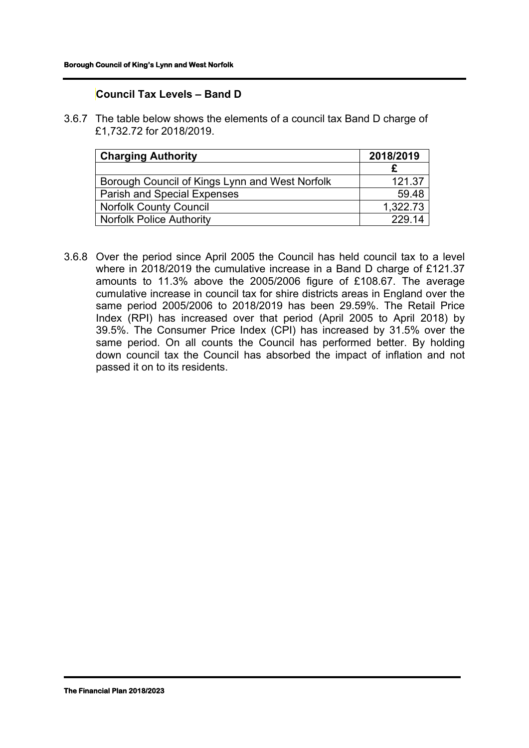### Council Tax Levels – Band D

3.6.7 The table below shows the elements of a council tax Band D charge of £1,732.72 for 2018/2019.

| Charging Authority | 2018/2019 |
|---|---|
| | £ |
| Borough Council of Kings Lynn and West Norfolk | 121.37 |
| Parish and Special Expenses | 59.48 |
| Norfolk County Council | 1,322.73 |
| Norfolk Police Authority | 229.14 |

3.6.8 Over the period since April 2005 the Council has held council tax to a level where in 2018/2019 the cumulative increase in a Band D charge of £121.37 amounts to 11.3% above the 2005/2006 figure of £108.67. The average cumulative increase in council tax for shire districts areas in England over the same period 2005/2006 to 2018/2019 has been 29.59%. The Retail Price Index (RPI) has increased over that period (April 2005 to April 2018) by 39.5%. The Consumer Price Index (CPI) has increased by 31.5% over the same period. On all counts the Council has performed better. By holding down council tax the Council has absorbed the impact of inflation and not passed it on to its residents.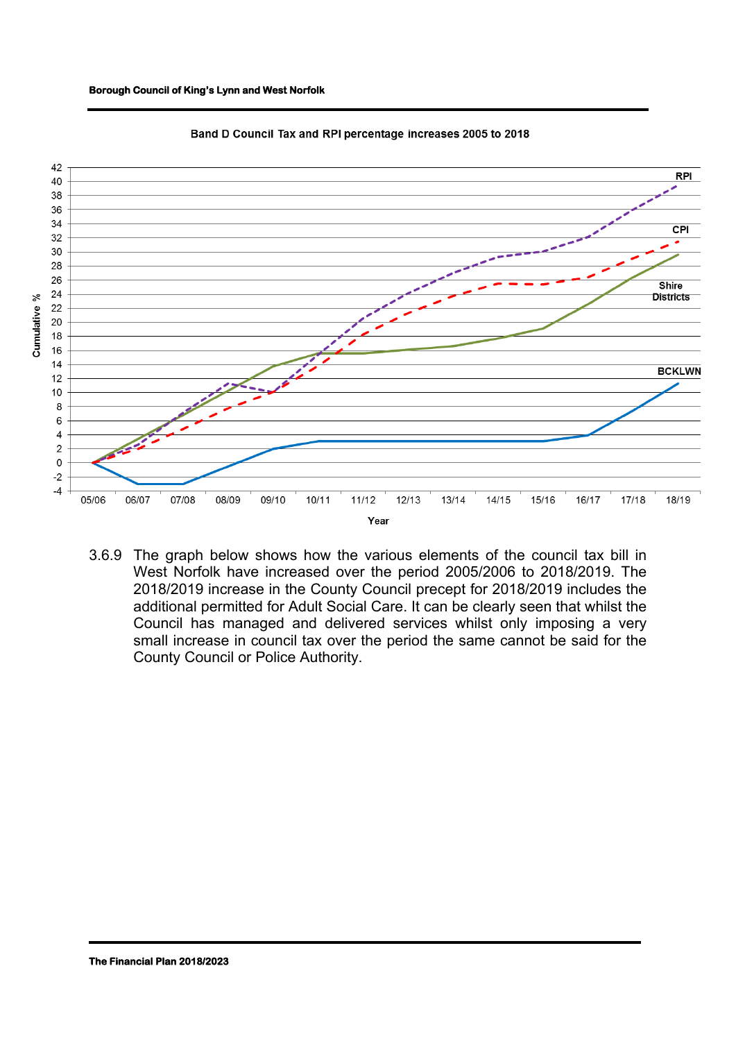Band D Council Tax and RPI percentage increases 2005 to 2018

3.6.9 The graph below shows how the various elements of the council tax bill in West Norfolk have increased over the period 2005/2006 to 2018/2019. The 2018/2019 increase in the County Council precept for 2018/2019 includes the additional permitted for Adult Social Care. It can be clearly seen that whilst the Council has managed and delivered services whilst only imposing a very small increase in council tax over the period the same cannot be said for the County Council or Police Authority.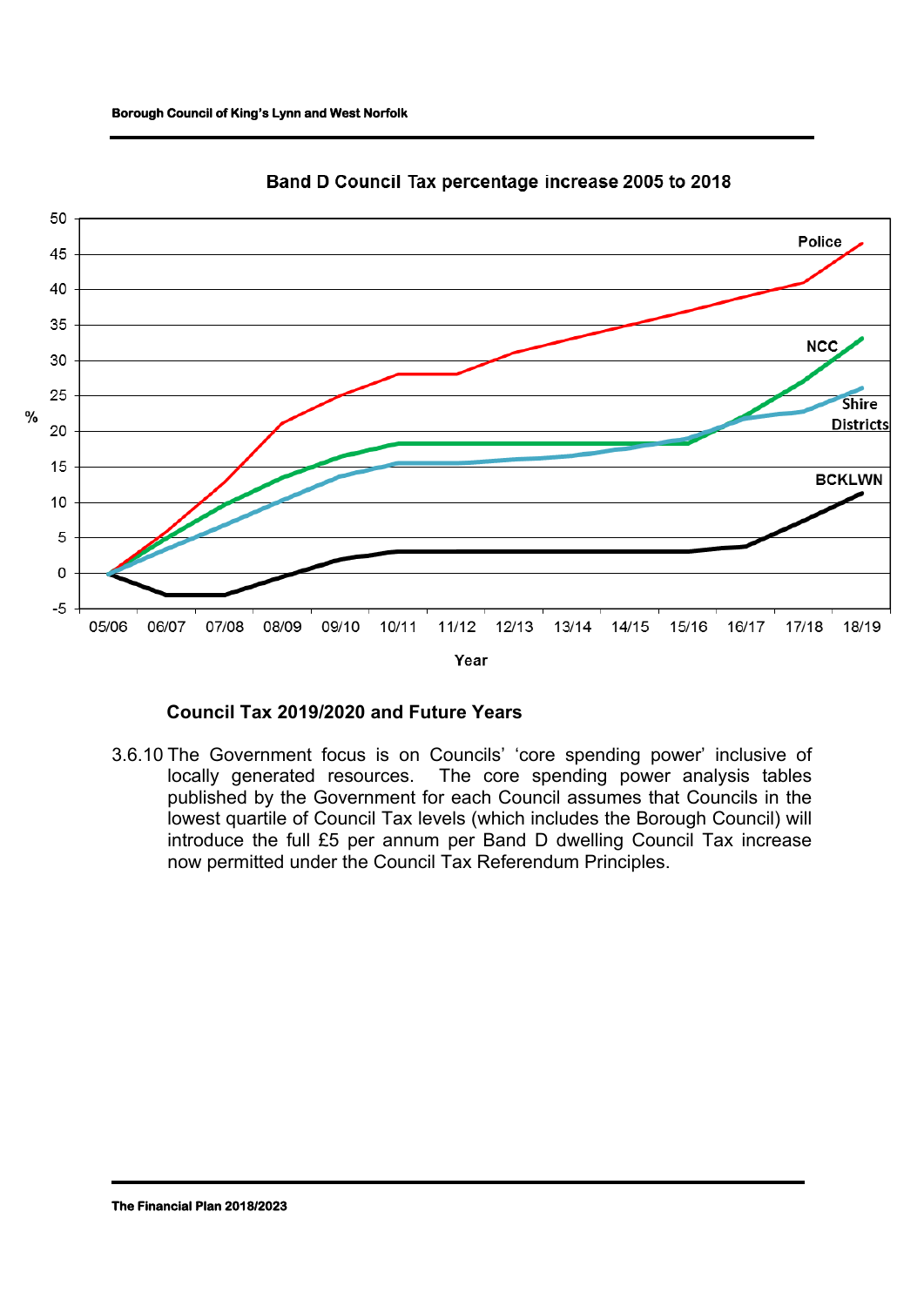Band D Council Tax percentage increase 2005 to 2018

#### Council Tax 2019/2020 and Future Years

3.6.10 The Government focus is on Councils' 'core spending power' inclusive of locally generated resources. The core spending power analysis tables published by the Government for each Council assumes that Councils in the lowest quartile of Council Tax levels (which includes the Borough Council) will introduce the full £5 per annum per Band D dwelling Council Tax increase now permitted under the Council Tax Referendum Principles.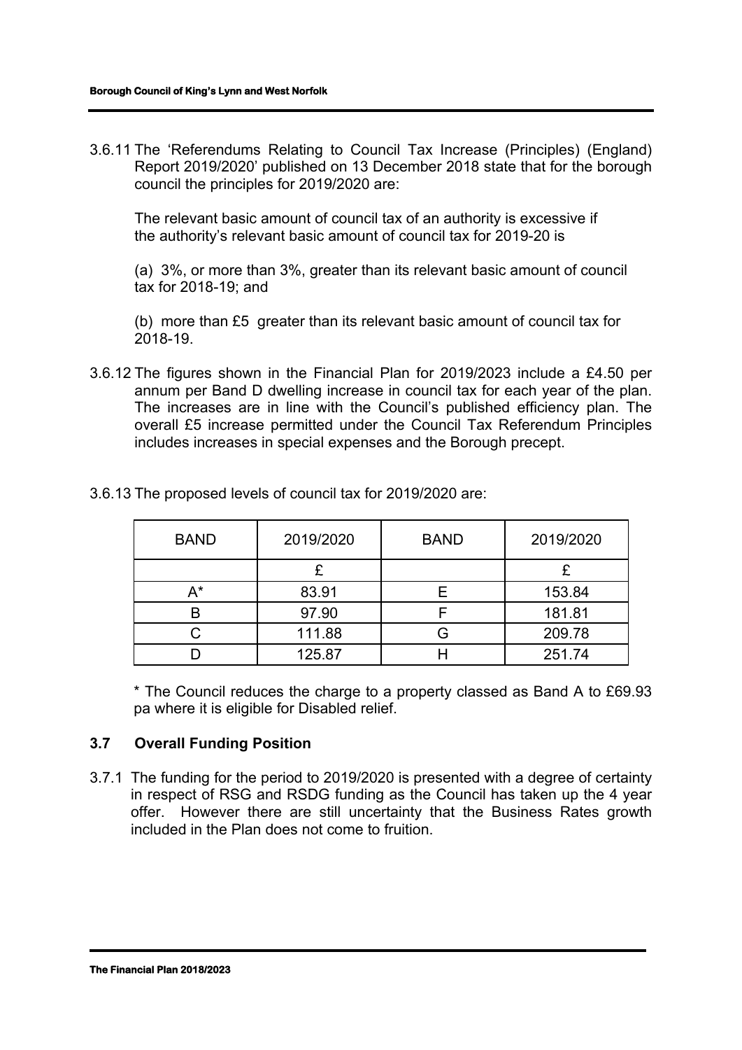3.6.11 The 'Referendums Relating to Council Tax Increase (Principles) (England) Report 2019/2020' published on 13 December 2018 state that for the borough council the principles for 2019/2020 are:

The relevant basic amount of council tax of an authority is excessive if the authority's relevant basic amount of council tax for 2019-20 is

(a) 3%, or more than 3%, greater than its relevant basic amount of council tax for 2018-19; and

(b) more than £5 greater than its relevant basic amount of council tax for 2018-19.

3.6.12 The figures shown in the Financial Plan for 2019/2023 include a £4.50 per annum per Band D dwelling increase in council tax for each year of the plan. The increases are in line with the Council's published efficiency plan. The overall £5 increase permitted under the Council Tax Referendum Principles includes increases in special expenses and the Borough precept.

3.6.13 The proposed levels of council tax for 2019/2020 are:

| BAND | 2019/2020 | BAND | 2019/2020 |
|---|---|---|---|
| | £ | | £ |
| A* | 83.91 | E | 153.84 |
| B | 97.90 | F | 181.81 |
| C | 111.88 | G | 209.78 |
| D | 125.87 | H | 251.74 |

* The Council reduces the charge to a property classed as Band A to £69.93 pa where it is eligible for Disabled relief.

### 3.7 Overall Funding Position

3.7.1 The funding for the period to 2019/2020 is presented with a degree of certainty in respect of RSG and RSDG funding as the Council has taken up the 4 year offer. However there are still uncertainty that the Business Rates growth included in the Plan does not come to fruition.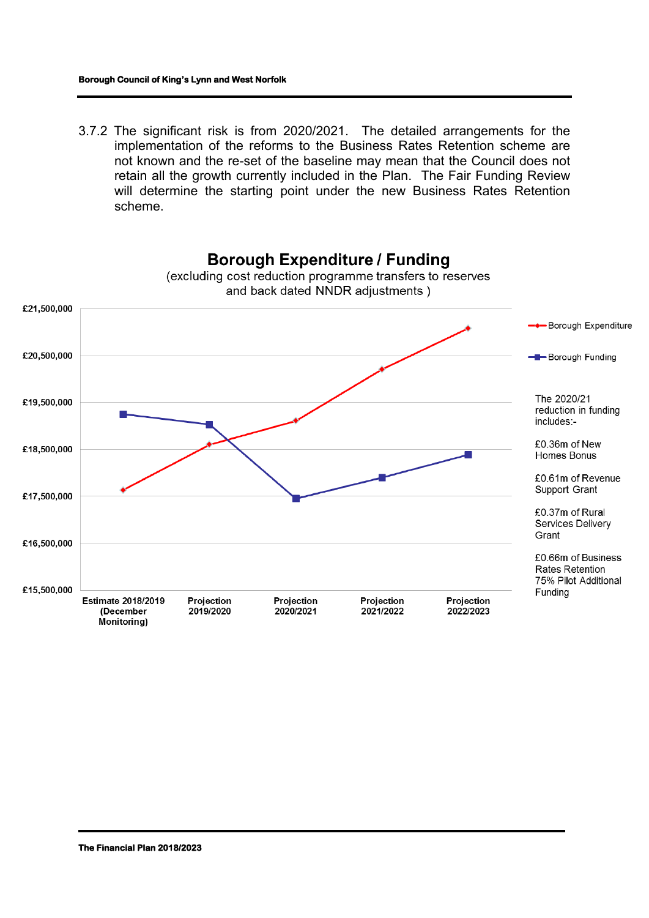3.7.2 The significant risk is from 2020/2021. The detailed arrangements for the implementation of the reforms to the Business Rates Retention scheme are not known and the re-set of the baseline may mean that the Council does not retain all the growth currently included in the Plan. The Fair Funding Review will determine the starting point under the new Business Rates Retention scheme.

**Borough Expenditure / Funding**

(excluding cost reduction programme transfers to reserves and back dated NNDR adjustments )

Legend: Borough Expenditure; Borough Funding

Y-axis: £15,500,000; £16,500,000; £17,500,000; £18,500,000; £19,500,000; £20,500,000; £21,500,000

X-axis: Estimate 2018/2019 (December Monitoring); Projection 2019/2020; Projection 2020/2021; Projection 2021/2022; Projection 2022/2023

The 2020/21 reduction in funding includes:-

£0.36m of New Homes Bonus

£0.61m of Revenue Support Grant

£0.37m of Rural Services Delivery Grant

£0.66m of Business Rates Retention 75% Pilot Additional Funding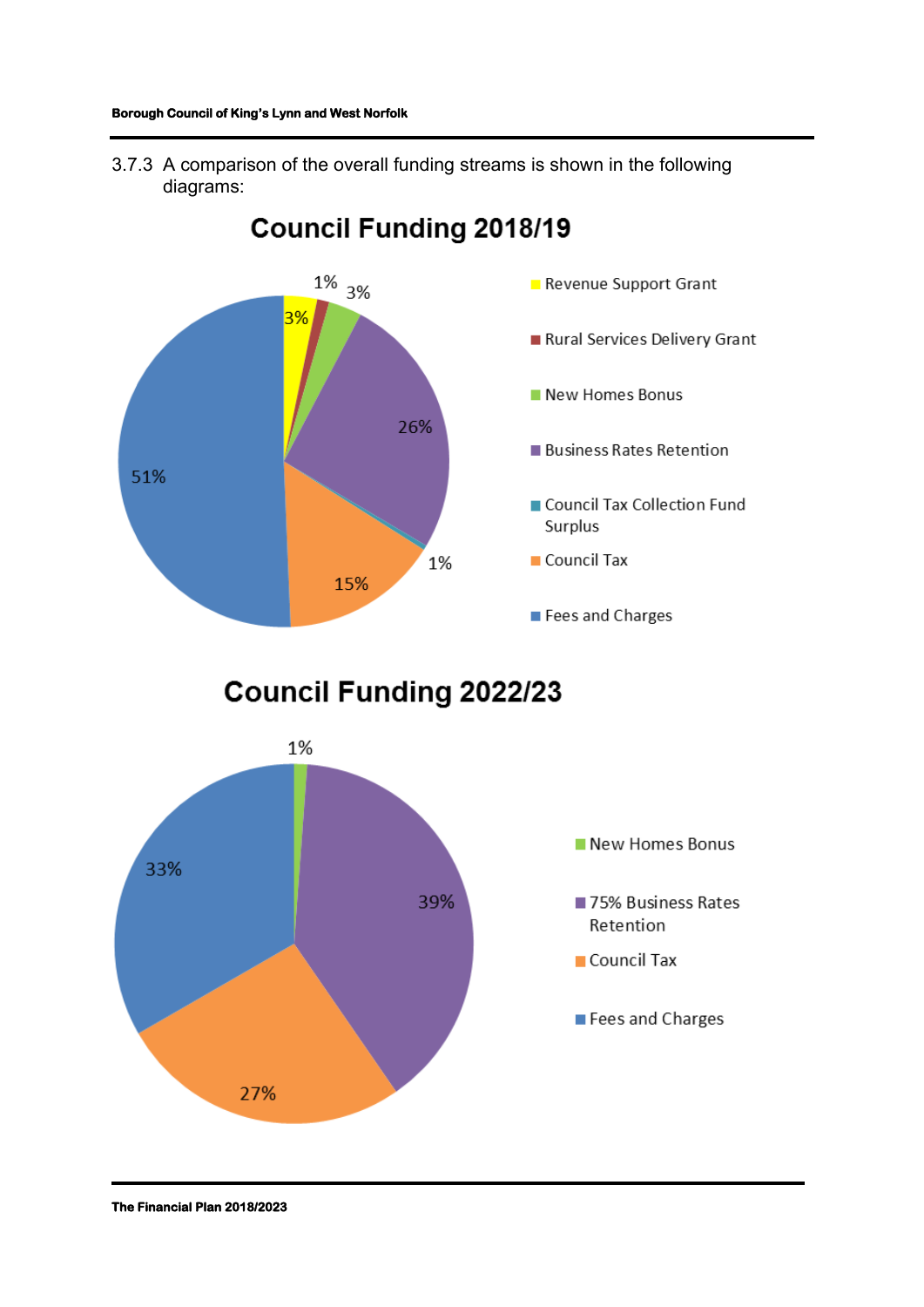3.7.3 A comparison of the overall funding streams is shown in the following diagrams:

## Council Funding 2018/19

| Funding Stream | % |
|---|---|
| Revenue Support Grant | 3% |
| Rural Services Delivery Grant | 1% |
| New Homes Bonus | 3% |
| Business Rates Retention | 26% |
| Council Tax Collection Fund Surplus | 1% |
| Council Tax | 15% |
| Fees and Charges | 51% |

## Council Funding 2022/23

| Funding Stream | % |
|---|---|
| New Homes Bonus | 1% |
| 75% Business Rates Retention | 39% |
| Council Tax | 27% |
| Fees and Charges | 33% |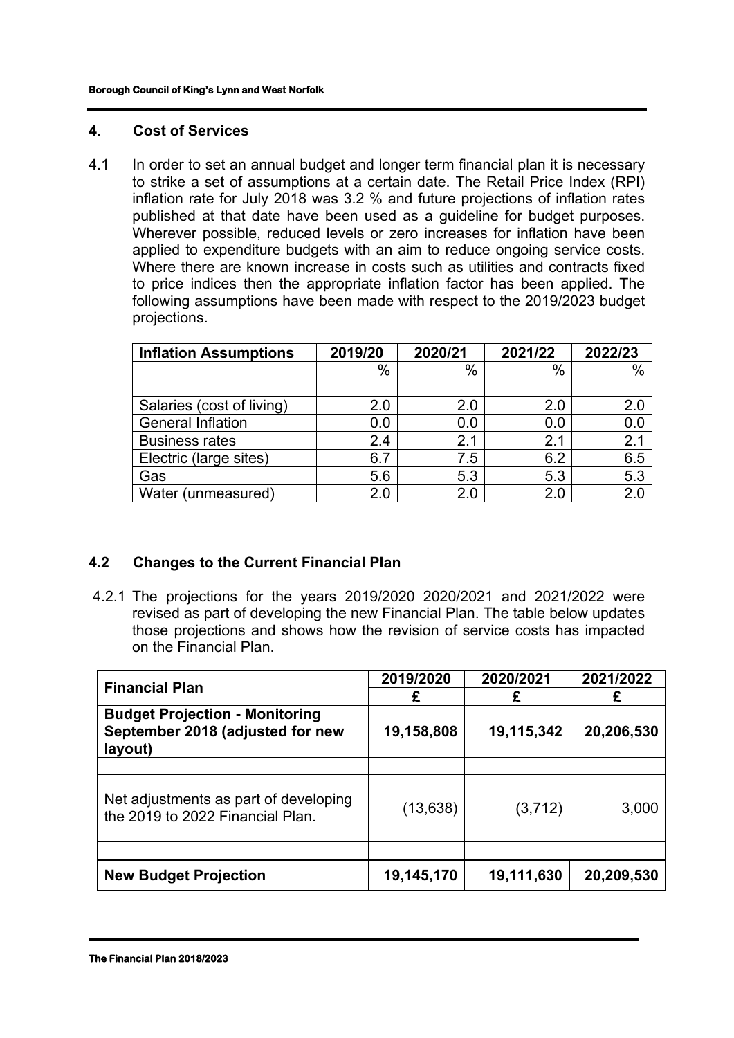## 4. Cost of Services

4.1 In order to set an annual budget and longer term financial plan it is necessary to strike a set of assumptions at a certain date. The Retail Price Index (RPI) inflation rate for July 2018 was 3.2 % and future projections of inflation rates published at that date have been used as a guideline for budget purposes. Wherever possible, reduced levels or zero increases for inflation have been applied to expenditure budgets with an aim to reduce ongoing service costs. Where there are known increase in costs such as utilities and contracts fixed to price indices then the appropriate inflation factor has been applied. The following assumptions have been made with respect to the 2019/2023 budget projections.

| Inflation Assumptions | 2019/20 | 2020/21 | 2021/22 | 2022/23 |
|---|---|---|---|---|
| | % | % | % | % |
| | | | | |
| Salaries (cost of living) | 2.0 | 2.0 | 2.0 | 2.0 |
| General Inflation | 0.0 | 0.0 | 0.0 | 0.0 |
| Business rates | 2.4 | 2.1 | 2.1 | 2.1 |
| Electric (large sites) | 6.7 | 7.5 | 6.2 | 6.5 |
| Gas | 5.6 | 5.3 | 5.3 | 5.3 |
| Water (unmeasured) | 2.0 | 2.0 | 2.0 | 2.0 |

### 4.2 Changes to the Current Financial Plan

4.2.1 The projections for the years 2019/2020 2020/2021 and 2021/2022 were revised as part of developing the new Financial Plan. The table below updates those projections and shows how the revision of service costs has impacted on the Financial Plan.

| Financial Plan | 2019/2020 | 2020/2021 | 2021/2022 |
|---|---|---|---|
| | £ | £ | £ |
| **Budget Projection - Monitoring September 2018 (adjusted for new layout)** | **19,158,808** | **19,115,342** | **20,206,530** |
| | | | |
| Net adjustments as part of developing the 2019 to 2022 Financial Plan. | (13,638) | (3,712) | 3,000 |
| | | | |
| **New Budget Projection** | **19,145,170** | **19,111,630** | **20,209,530** |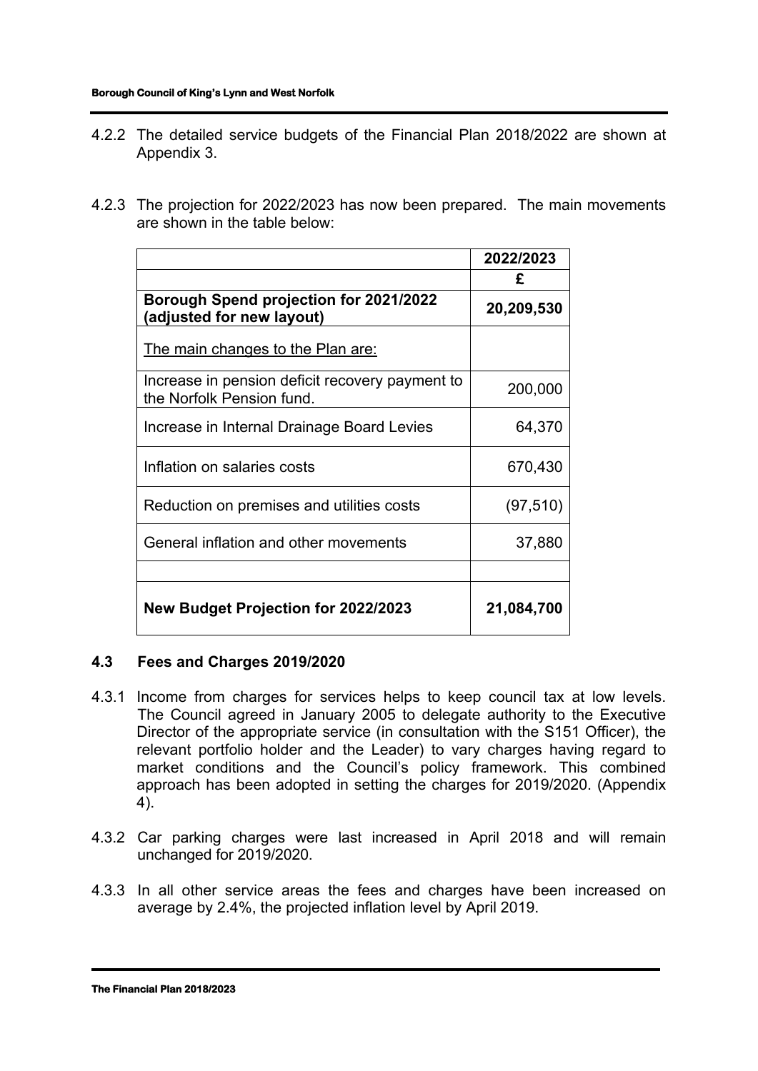4.2.2 The detailed service budgets of the Financial Plan 2018/2022 are shown at Appendix 3.

4.2.3 The projection for 2022/2023 has now been prepared. The main movements are shown in the table below:

| | 2022/2023 |
|---|---|
| | £ |
| **Borough Spend projection for 2021/2022 (adjusted for new layout)** | **20,209,530** |
| The main changes to the Plan are: | |
| Increase in pension deficit recovery payment to the Norfolk Pension fund. | 200,000 |
| Increase in Internal Drainage Board Levies | 64,370 |
| Inflation on salaries costs | 670,430 |
| Reduction on premises and utilities costs | (97,510) |
| General inflation and other movements | 37,880 |
| | |
| **New Budget Projection for 2022/2023** | **21,084,700** |

### 4.3 Fees and Charges 2019/2020

4.3.1 Income from charges for services helps to keep council tax at low levels. The Council agreed in January 2005 to delegate authority to the Executive Director of the appropriate service (in consultation with the S151 Officer), the relevant portfolio holder and the Leader) to vary charges having regard to market conditions and the Council's policy framework. This combined approach has been adopted in setting the charges for 2019/2020. (Appendix 4).

4.3.2 Car parking charges were last increased in April 2018 and will remain unchanged for 2019/2020.

4.3.3 In all other service areas the fees and charges have been increased on average by 2.4%, the projected inflation level by April 2019.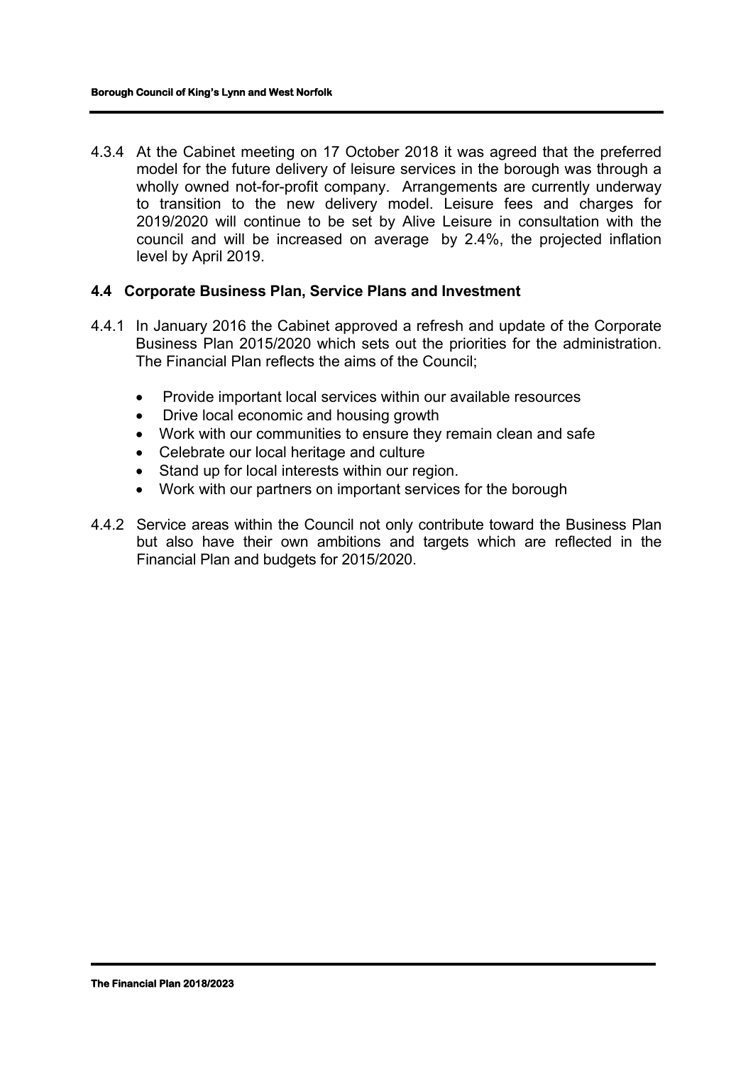4.3.4 At the Cabinet meeting on 17 October 2018 it was agreed that the preferred model for the future delivery of leisure services in the borough was through a wholly owned not-for-profit company. Arrangements are currently underway to transition to the new delivery model. Leisure fees and charges for 2019/2020 will continue to be set by Alive Leisure in consultation with the council and will be increased on average by 2.4%, the projected inflation level by April 2019.

### 4.4 Corporate Business Plan, Service Plans and Investment

4.4.1 In January 2016 the Cabinet approved a refresh and update of the Corporate Business Plan 2015/2020 which sets out the priorities for the administration. The Financial Plan reflects the aims of the Council;

- Provide important local services within our available resources
- Drive local economic and housing growth
- Work with our communities to ensure they remain clean and safe
- Celebrate our local heritage and culture
- Stand up for local interests within our region.
- Work with our partners on important services for the borough

4.4.2 Service areas within the Council not only contribute toward the Business Plan but also have their own ambitions and targets which are reflected in the Financial Plan and budgets for 2015/2020.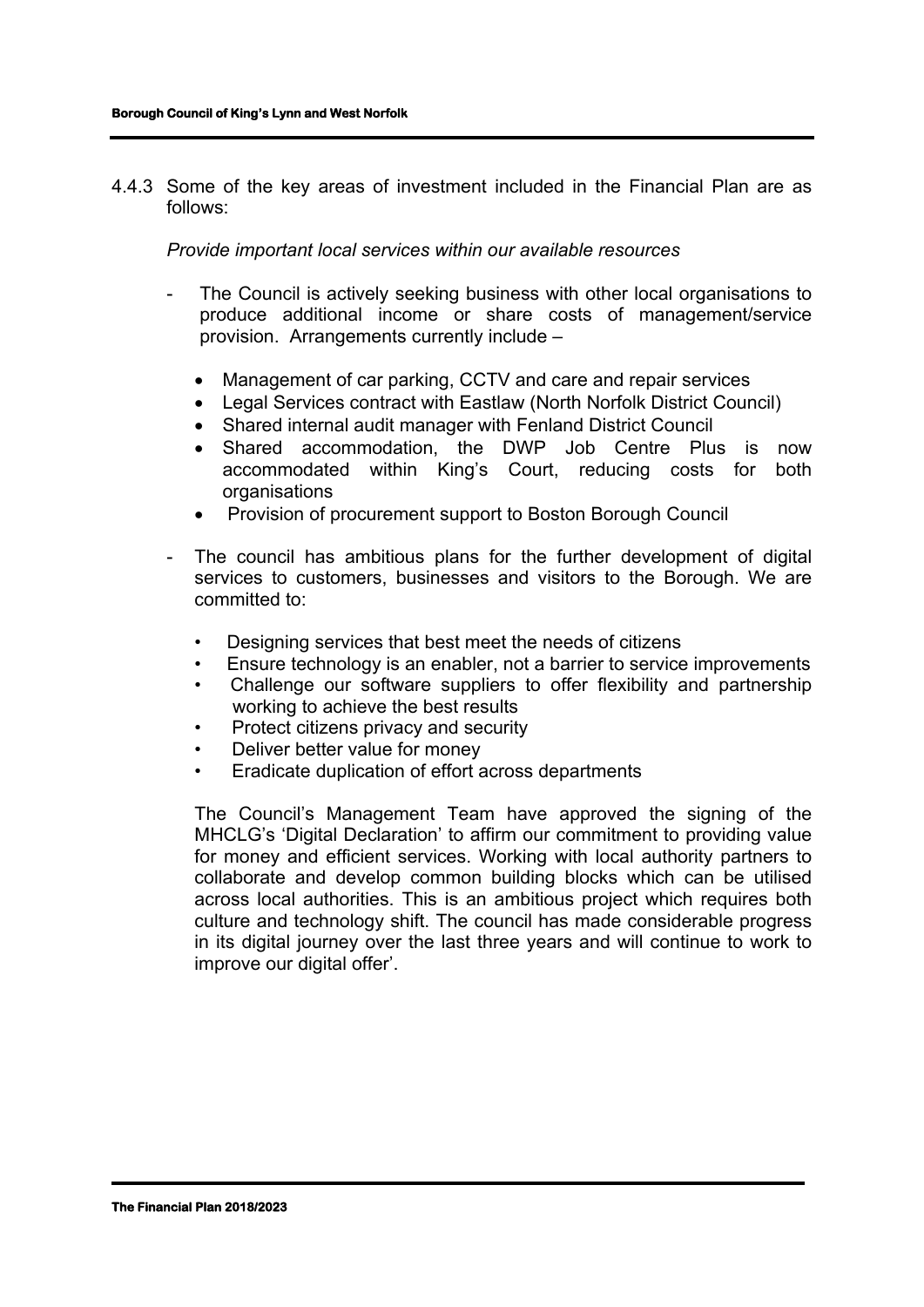4.4.3 Some of the key areas of investment included in the Financial Plan are as follows:

*Provide important local services within our available resources*

- The Council is actively seeking business with other local organisations to produce additional income or share costs of management/service provision. Arrangements currently include –

  - Management of car parking, CCTV and care and repair services
  - Legal Services contract with Eastlaw (North Norfolk District Council)
  - Shared internal audit manager with Fenland District Council
  - Shared accommodation, the DWP Job Centre Plus is now accommodated within King's Court, reducing costs for both organisations
  - Provision of procurement support to Boston Borough Council

- The council has ambitious plans for the further development of digital services to customers, businesses and visitors to the Borough. We are committed to:

  - Designing services that best meet the needs of citizens
  - Ensure technology is an enabler, not a barrier to service improvements
  - Challenge our software suppliers to offer flexibility and partnership working to achieve the best results
  - Protect citizens privacy and security
  - Deliver better value for money
  - Eradicate duplication of effort across departments

  The Council's Management Team have approved the signing of the MHCLG's 'Digital Declaration' to affirm our commitment to providing value for money and efficient services. Working with local authority partners to collaborate and develop common building blocks which can be utilised across local authorities. This is an ambitious project which requires both culture and technology shift. The council has made considerable progress in its digital journey over the last three years and will continue to work to improve our digital offer'.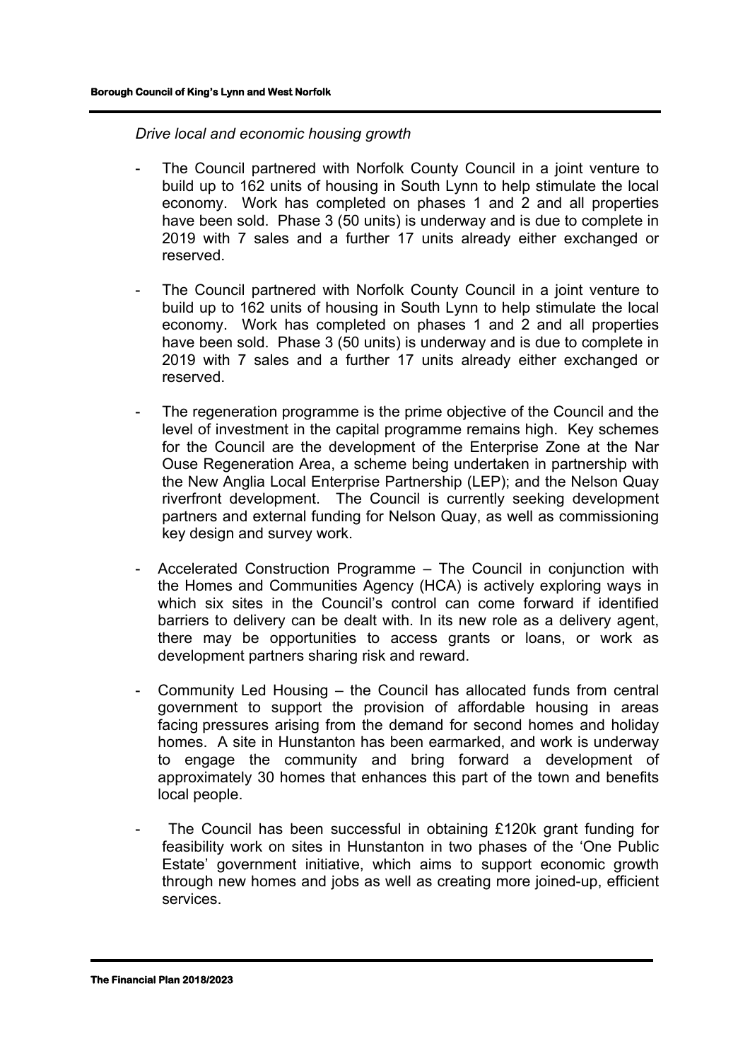*Drive local and economic housing growth*

- The Council partnered with Norfolk County Council in a joint venture to build up to 162 units of housing in South Lynn to help stimulate the local economy. Work has completed on phases 1 and 2 and all properties have been sold. Phase 3 (50 units) is underway and is due to complete in 2019 with 7 sales and a further 17 units already either exchanged or reserved.

- The Council partnered with Norfolk County Council in a joint venture to build up to 162 units of housing in South Lynn to help stimulate the local economy. Work has completed on phases 1 and 2 and all properties have been sold. Phase 3 (50 units) is underway and is due to complete in 2019 with 7 sales and a further 17 units already either exchanged or reserved.

- The regeneration programme is the prime objective of the Council and the level of investment in the capital programme remains high. Key schemes for the Council are the development of the Enterprise Zone at the Nar Ouse Regeneration Area, a scheme being undertaken in partnership with the New Anglia Local Enterprise Partnership (LEP); and the Nelson Quay riverfront development. The Council is currently seeking development partners and external funding for Nelson Quay, as well as commissioning key design and survey work.

- Accelerated Construction Programme – The Council in conjunction with the Homes and Communities Agency (HCA) is actively exploring ways in which six sites in the Council's control can come forward if identified barriers to delivery can be dealt with. In its new role as a delivery agent, there may be opportunities to access grants or loans, or work as development partners sharing risk and reward.

- Community Led Housing – the Council has allocated funds from central government to support the provision of affordable housing in areas facing pressures arising from the demand for second homes and holiday homes. A site in Hunstanton has been earmarked, and work is underway to engage the community and bring forward a development of approximately 30 homes that enhances this part of the town and benefits local people.

- The Council has been successful in obtaining £120k grant funding for feasibility work on sites in Hunstanton in two phases of the 'One Public Estate' government initiative, which aims to support economic growth through new homes and jobs as well as creating more joined-up, efficient services.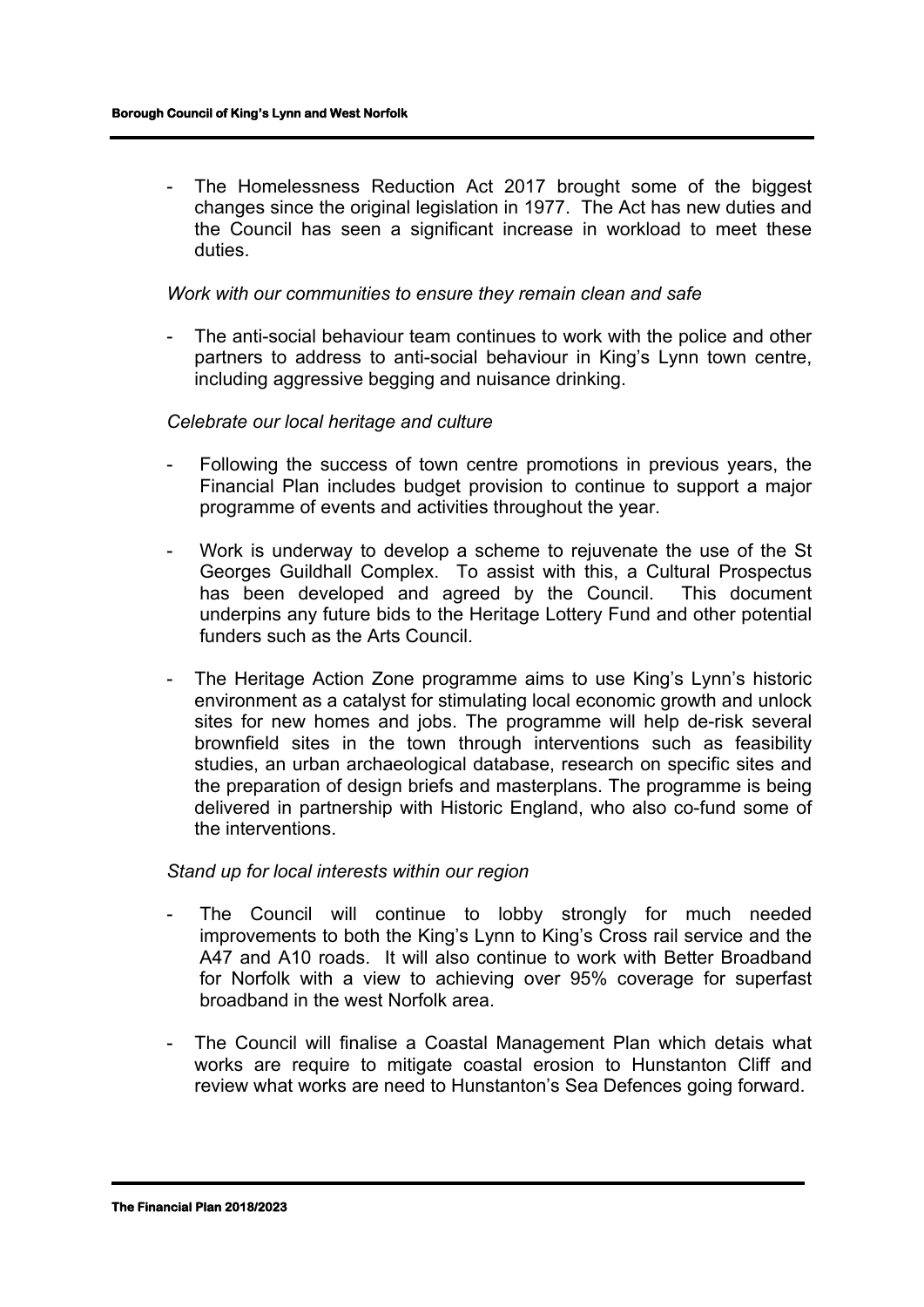- The Homelessness Reduction Act 2017 brought some of the biggest changes since the original legislation in 1977. The Act has new duties and the Council has seen a significant increase in workload to meet these duties.

*Work with our communities to ensure they remain clean and safe*

- The anti-social behaviour team continues to work with the police and other partners to address to anti-social behaviour in King's Lynn town centre, including aggressive begging and nuisance drinking.

*Celebrate our local heritage and culture*

- Following the success of town centre promotions in previous years, the Financial Plan includes budget provision to continue to support a major programme of events and activities throughout the year.

- Work is underway to develop a scheme to rejuvenate the use of the St Georges Guildhall Complex. To assist with this, a Cultural Prospectus has been developed and agreed by the Council. This document underpins any future bids to the Heritage Lottery Fund and other potential funders such as the Arts Council.

- The Heritage Action Zone programme aims to use King's Lynn's historic environment as a catalyst for stimulating local economic growth and unlock sites for new homes and jobs. The programme will help de-risk several brownfield sites in the town through interventions such as feasibility studies, an urban archaeological database, research on specific sites and the preparation of design briefs and masterplans. The programme is being delivered in partnership with Historic England, who also co-fund some of the interventions.

*Stand up for local interests within our region*

- The Council will continue to lobby strongly for much needed improvements to both the King's Lynn to King's Cross rail service and the A47 and A10 roads. It will also continue to work with Better Broadband for Norfolk with a view to achieving over 95% coverage for superfast broadband in the west Norfolk area.

- The Council will finalise a Coastal Management Plan which detais what works are require to mitigate coastal erosion to Hunstanton Cliff and review what works are need to Hunstanton's Sea Defences going forward.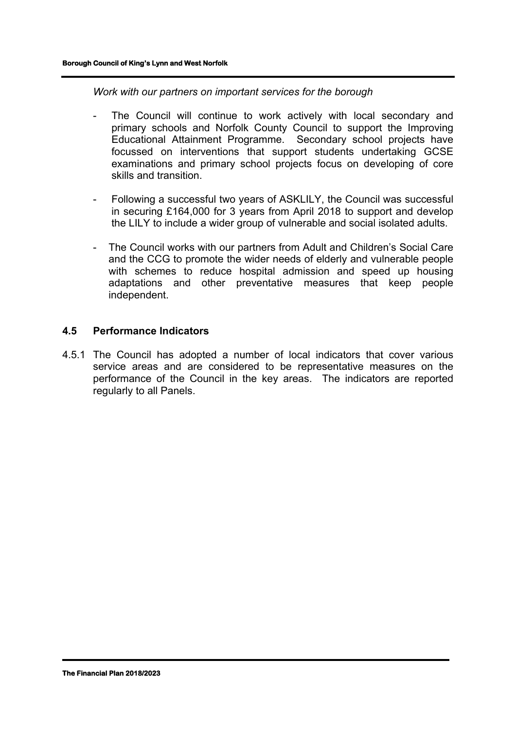*Work with our partners on important services for the borough*

- The Council will continue to work actively with local secondary and primary schools and Norfolk County Council to support the Improving Educational Attainment Programme. Secondary school projects have focussed on interventions that support students undertaking GCSE examinations and primary school projects focus on developing of core skills and transition.

- Following a successful two years of ASKLILY, the Council was successful in securing £164,000 for 3 years from April 2018 to support and develop the LILY to include a wider group of vulnerable and social isolated adults.

- The Council works with our partners from Adult and Children's Social Care and the CCG to promote the wider needs of elderly and vulnerable people with schemes to reduce hospital admission and speed up housing adaptations and other preventative measures that keep people independent.

## 4.5 Performance Indicators

4.5.1 The Council has adopted a number of local indicators that cover various service areas and are considered to be representative measures on the performance of the Council in the key areas. The indicators are reported regularly to all Panels.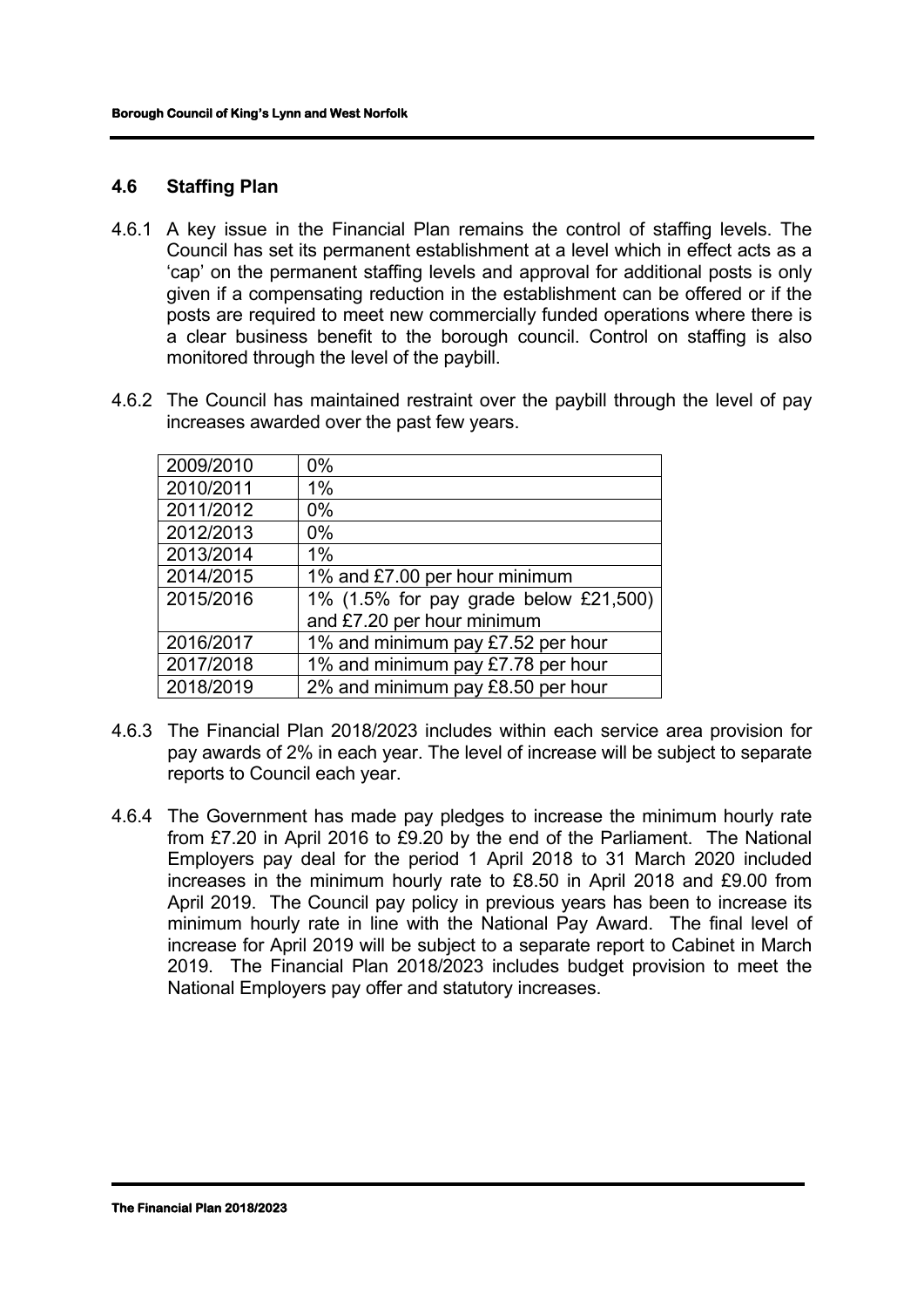## 4.6 Staffing Plan

4.6.1 A key issue in the Financial Plan remains the control of staffing levels. The Council has set its permanent establishment at a level which in effect acts as a 'cap' on the permanent staffing levels and approval for additional posts is only given if a compensating reduction in the establishment can be offered or if the posts are required to meet new commercially funded operations where there is a clear business benefit to the borough council. Control on staffing is also monitored through the level of the paybill.

4.6.2 The Council has maintained restraint over the paybill through the level of pay increases awarded over the past few years.

| | |
|---|---|
| 2009/2010 | 0% |
| 2010/2011 | 1% |
| 2011/2012 | 0% |
| 2012/2013 | 0% |
| 2013/2014 | 1% |
| 2014/2015 | 1% and £7.00 per hour minimum |
| 2015/2016 | 1% (1.5% for pay grade below £21,500) and £7.20 per hour minimum |
| 2016/2017 | 1% and minimum pay £7.52 per hour |
| 2017/2018 | 1% and minimum pay £7.78 per hour |
| 2018/2019 | 2% and minimum pay £8.50 per hour |

4.6.3 The Financial Plan 2018/2023 includes within each service area provision for pay awards of 2% in each year. The level of increase will be subject to separate reports to Council each year.

4.6.4 The Government has made pay pledges to increase the minimum hourly rate from £7.20 in April 2016 to £9.20 by the end of the Parliament. The National Employers pay deal for the period 1 April 2018 to 31 March 2020 included increases in the minimum hourly rate to £8.50 in April 2018 and £9.00 from April 2019. The Council pay policy in previous years has been to increase its minimum hourly rate in line with the National Pay Award. The final level of increase for April 2019 will be subject to a separate report to Cabinet in March 2019. The Financial Plan 2018/2023 includes budget provision to meet the National Employers pay offer and statutory increases.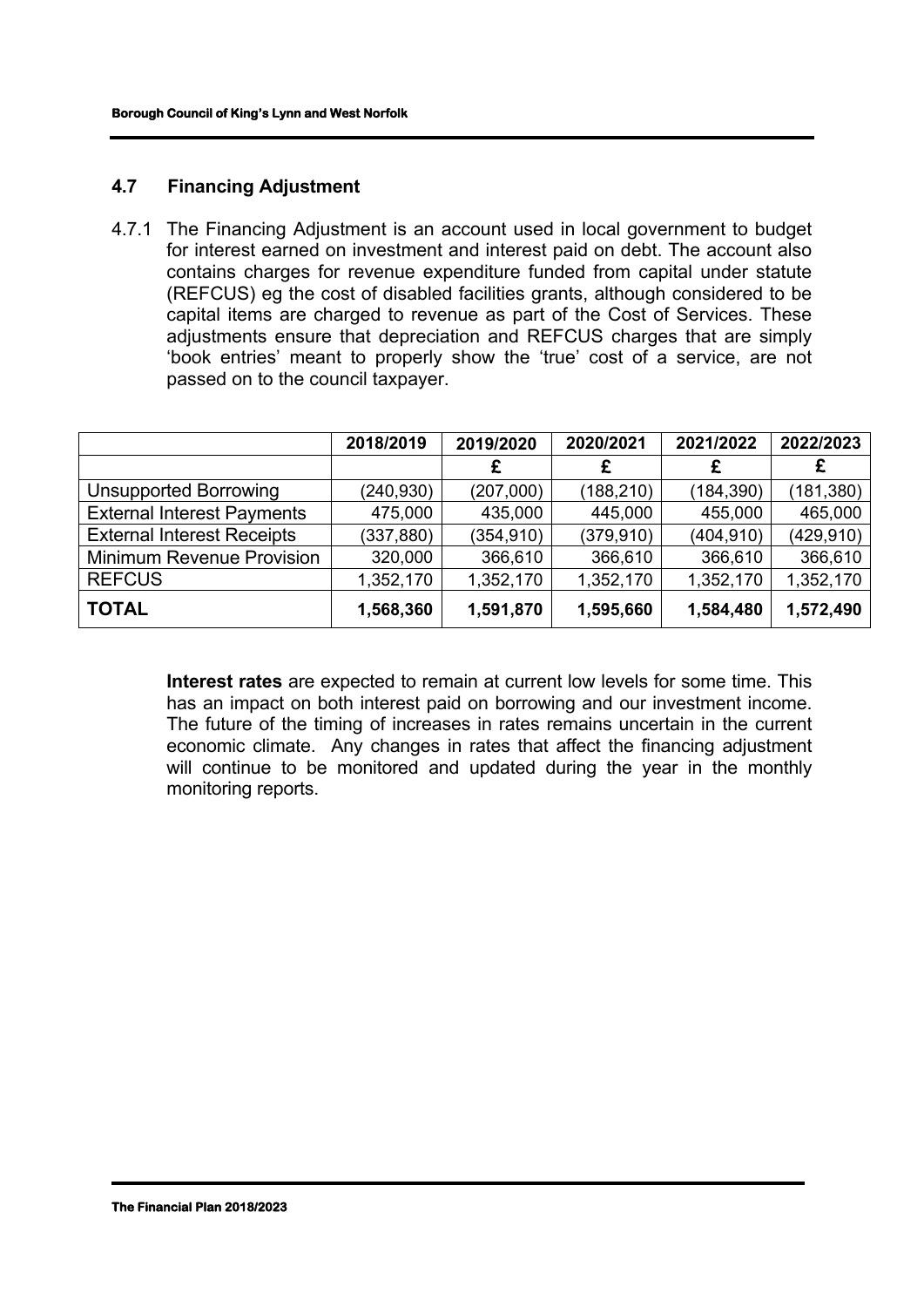## 4.7 Financing Adjustment

4.7.1 The Financing Adjustment is an account used in local government to budget for interest earned on investment and interest paid on debt. The account also contains charges for revenue expenditure funded from capital under statute (REFCUS) eg the cost of disabled facilities grants, although considered to be capital items are charged to revenue as part of the Cost of Services. These adjustments ensure that depreciation and REFCUS charges that are simply 'book entries' meant to properly show the 'true' cost of a service, are not passed on to the council taxpayer.

| | 2018/2019 | 2019/2020 | 2020/2021 | 2021/2022 | 2022/2023 |
|---|---|---|---|---|---|
| | | £ | £ | £ | £ |
| Unsupported Borrowing | (240,930) | (207,000) | (188,210) | (184,390) | (181,380) |
| External Interest Payments | 475,000 | 435,000 | 445,000 | 455,000 | 465,000 |
| External Interest Receipts | (337,880) | (354,910) | (379,910) | (404,910) | (429,910) |
| Minimum Revenue Provision | 320,000 | 366,610 | 366,610 | 366,610 | 366,610 |
| REFCUS | 1,352,170 | 1,352,170 | 1,352,170 | 1,352,170 | 1,352,170 |
| **TOTAL** | **1,568,360** | **1,591,870** | **1,595,660** | **1,584,480** | **1,572,490** |

**Interest rates** are expected to remain at current low levels for some time. This has an impact on both interest paid on borrowing and our investment income. The future of the timing of increases in rates remains uncertain in the current economic climate. Any changes in rates that affect the financing adjustment will continue to be monitored and updated during the year in the monthly monitoring reports.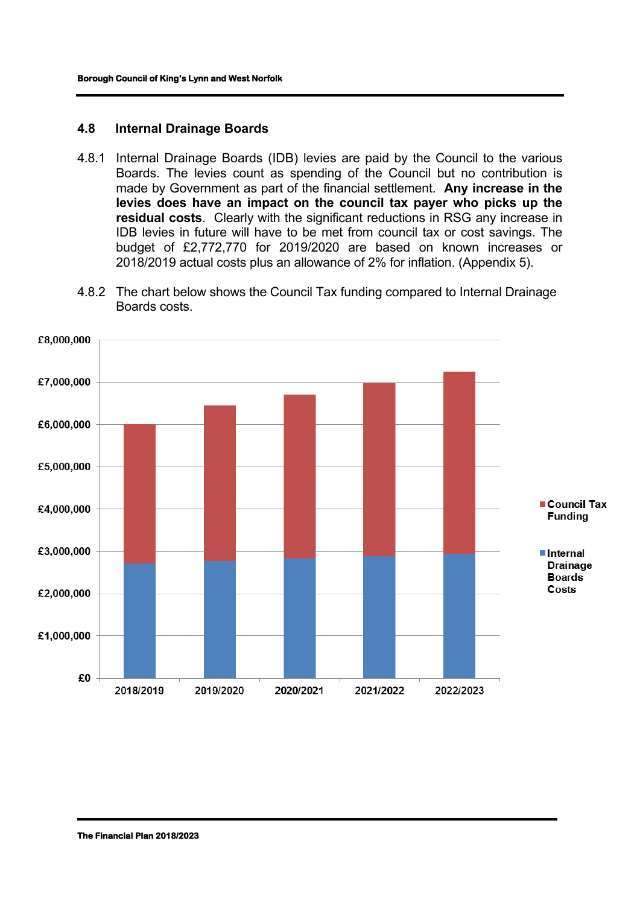## 4.8 Internal Drainage Boards

4.8.1 Internal Drainage Boards (IDB) levies are paid by the Council to the various Boards. The levies count as spending of the Council but no contribution is made by Government as part of the financial settlement. **Any increase in the levies does have an impact on the council tax payer who picks up the residual costs**. Clearly with the significant reductions in RSG any increase in IDB levies in future will have to be met from council tax or cost savings. The budget of £2,772,770 for 2019/2020 are based on known increases or 2018/2019 actual costs plus an allowance of 2% for inflation. (Appendix 5).

4.8.2 The chart below shows the Council Tax funding compared to Internal Drainage Boards costs.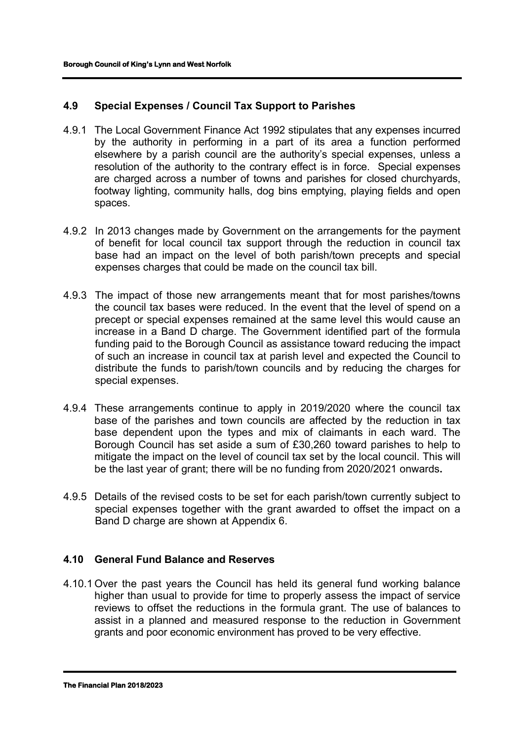## 4.9 Special Expenses / Council Tax Support to Parishes

4.9.1 The Local Government Finance Act 1992 stipulates that any expenses incurred by the authority in performing in a part of its area a function performed elsewhere by a parish council are the authority's special expenses, unless a resolution of the authority to the contrary effect is in force. Special expenses are charged across a number of towns and parishes for closed churchyards, footway lighting, community halls, dog bins emptying, playing fields and open spaces.

4.9.2 In 2013 changes made by Government on the arrangements for the payment of benefit for local council tax support through the reduction in council tax base had an impact on the level of both parish/town precepts and special expenses charges that could be made on the council tax bill.

4.9.3 The impact of those new arrangements meant that for most parishes/towns the council tax bases were reduced. In the event that the level of spend on a precept or special expenses remained at the same level this would cause an increase in a Band D charge. The Government identified part of the formula funding paid to the Borough Council as assistance toward reducing the impact of such an increase in council tax at parish level and expected the Council to distribute the funds to parish/town councils and by reducing the charges for special expenses.

4.9.4 These arrangements continue to apply in 2019/2020 where the council tax base of the parishes and town councils are affected by the reduction in tax base dependent upon the types and mix of claimants in each ward. The Borough Council has set aside a sum of £30,260 toward parishes to help to mitigate the impact on the level of council tax set by the local council. This will be the last year of grant; there will be no funding from 2020/2021 onwards**.**

4.9.5 Details of the revised costs to be set for each parish/town currently subject to special expenses together with the grant awarded to offset the impact on a Band D charge are shown at Appendix 6.

## 4.10 General Fund Balance and Reserves

4.10.1 Over the past years the Council has held its general fund working balance higher than usual to provide for time to properly assess the impact of service reviews to offset the reductions in the formula grant. The use of balances to assist in a planned and measured response to the reduction in Government grants and poor economic environment has proved to be very effective.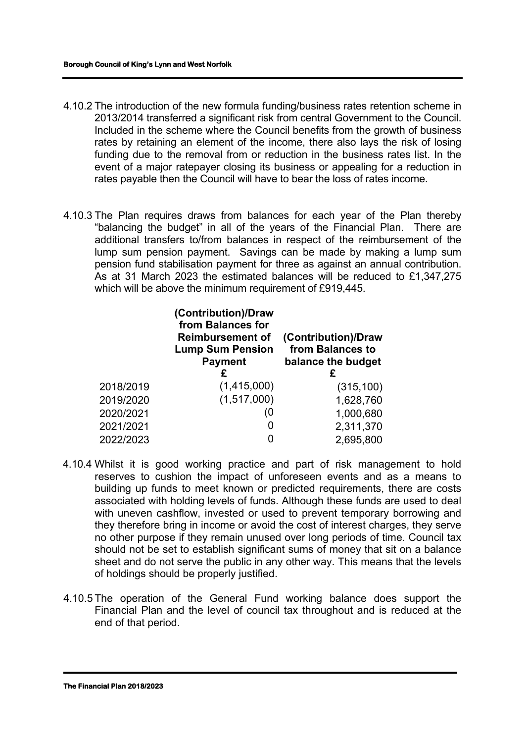4.10.2 The introduction of the new formula funding/business rates retention scheme in 2013/2014 transferred a significant risk from central Government to the Council. Included in the scheme where the Council benefits from the growth of business rates by retaining an element of the income, there also lays the risk of losing funding due to the removal from or reduction in the business rates list. In the event of a major ratepayer closing its business or appealing for a reduction in rates payable then the Council will have to bear the loss of rates income.

4.10.3 The Plan requires draws from balances for each year of the Plan thereby "balancing the budget" in all of the years of the Financial Plan. There are additional transfers to/from balances in respect of the reimbursement of the lump sum pension payment. Savings can be made by making a lump sum pension fund stabilisation payment for three as against an annual contribution. As at 31 March 2023 the estimated balances will be reduced to £1,347,275 which will be above the minimum requirement of £919,445.

| | **(Contribution)/Draw from Balances for Reimbursement of Lump Sum Pension Payment £** | **(Contribution)/Draw from Balances to balance the budget £** |
|---|---|---|
| 2018/2019 | (1,415,000) | (315,100) |
| 2019/2020 | (1,517,000) | 1,628,760 |
| 2020/2021 | (0 | 1,000,680 |
| 2021/2021 | 0 | 2,311,370 |
| 2022/2023 | 0 | 2,695,800 |

4.10.4 Whilst it is good working practice and part of risk management to hold reserves to cushion the impact of unforeseen events and as a means to building up funds to meet known or predicted requirements, there are costs associated with holding levels of funds. Although these funds are used to deal with uneven cashflow, invested or used to prevent temporary borrowing and they therefore bring in income or avoid the cost of interest charges, they serve no other purpose if they remain unused over long periods of time. Council tax should not be set to establish significant sums of money that sit on a balance sheet and do not serve the public in any other way. This means that the levels of holdings should be properly justified.

4.10.5 The operation of the General Fund working balance does support the Financial Plan and the level of council tax throughout and is reduced at the end of that period.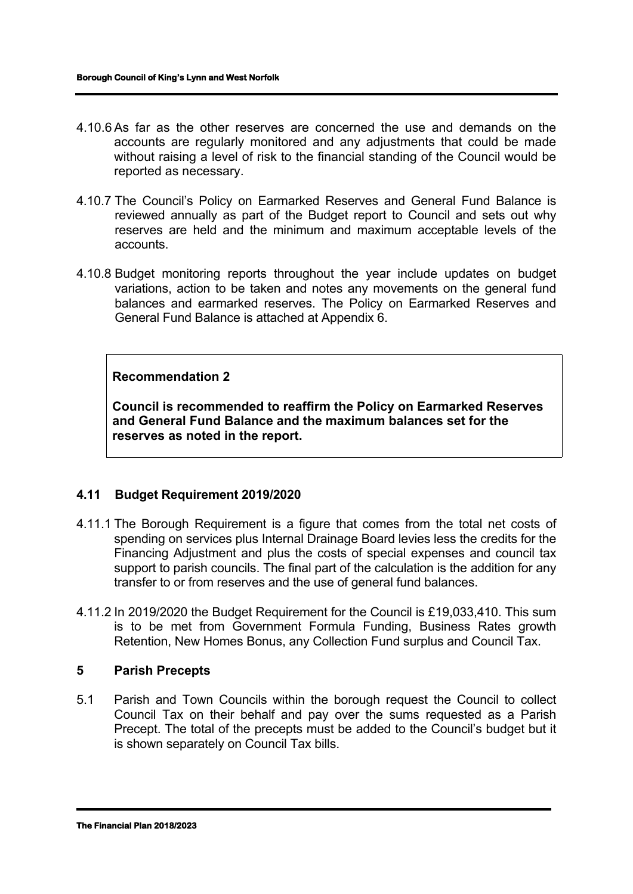4.10.6 As far as the other reserves are concerned the use and demands on the accounts are regularly monitored and any adjustments that could be made without raising a level of risk to the financial standing of the Council would be reported as necessary.

4.10.7 The Council's Policy on Earmarked Reserves and General Fund Balance is reviewed annually as part of the Budget report to Council and sets out why reserves are held and the minimum and maximum acceptable levels of the accounts.

4.10.8 Budget monitoring reports throughout the year include updates on budget variations, action to be taken and notes any movements on the general fund balances and earmarked reserves. The Policy on Earmarked Reserves and General Fund Balance is attached at Appendix 6.

> **Recommendation 2**
>
> **Council is recommended to reaffirm the Policy on Earmarked Reserves and General Fund Balance and the maximum balances set for the reserves as noted in the report.**

### 4.11 Budget Requirement 2019/2020

4.11.1 The Borough Requirement is a figure that comes from the total net costs of spending on services plus Internal Drainage Board levies less the credits for the Financing Adjustment and plus the costs of special expenses and council tax support to parish councils. The final part of the calculation is the addition for any transfer to or from reserves and the use of general fund balances.

4.11.2 In 2019/2020 the Budget Requirement for the Council is £19,033,410. This sum is to be met from Government Formula Funding, Business Rates growth Retention, New Homes Bonus, any Collection Fund surplus and Council Tax.

## 5 Parish Precepts

5.1 Parish and Town Councils within the borough request the Council to collect Council Tax on their behalf and pay over the sums requested as a Parish Precept. The total of the precepts must be added to the Council's budget but it is shown separately on Council Tax bills.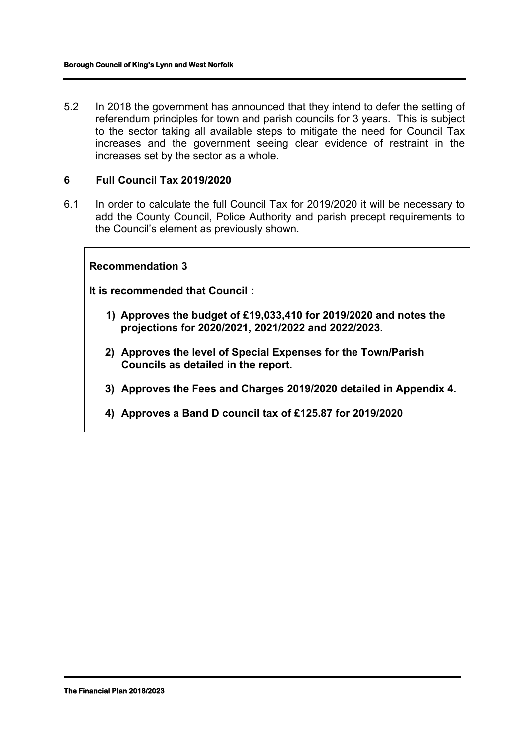5.2 In 2018 the government has announced that they intend to defer the setting of referendum principles for town and parish councils for 3 years. This is subject to the sector taking all available steps to mitigate the need for Council Tax increases and the government seeing clear evidence of restraint in the increases set by the sector as a whole.

## 6 Full Council Tax 2019/2020

6.1 In order to calculate the full Council Tax for 2019/2020 it will be necessary to add the County Council, Police Authority and parish precept requirements to the Council's element as previously shown.

**Recommendation 3**

**It is recommended that Council :**

1) **Approves the budget of £19,033,410 for 2019/2020 and notes the projections for 2020/2021, 2021/2022 and 2022/2023.**
2) **Approves the level of Special Expenses for the Town/Parish Councils as detailed in the report.**
3) **Approves the Fees and Charges 2019/2020 detailed in Appendix 4.**
4) **Approves a Band D council tax of £125.87 for 2019/2020**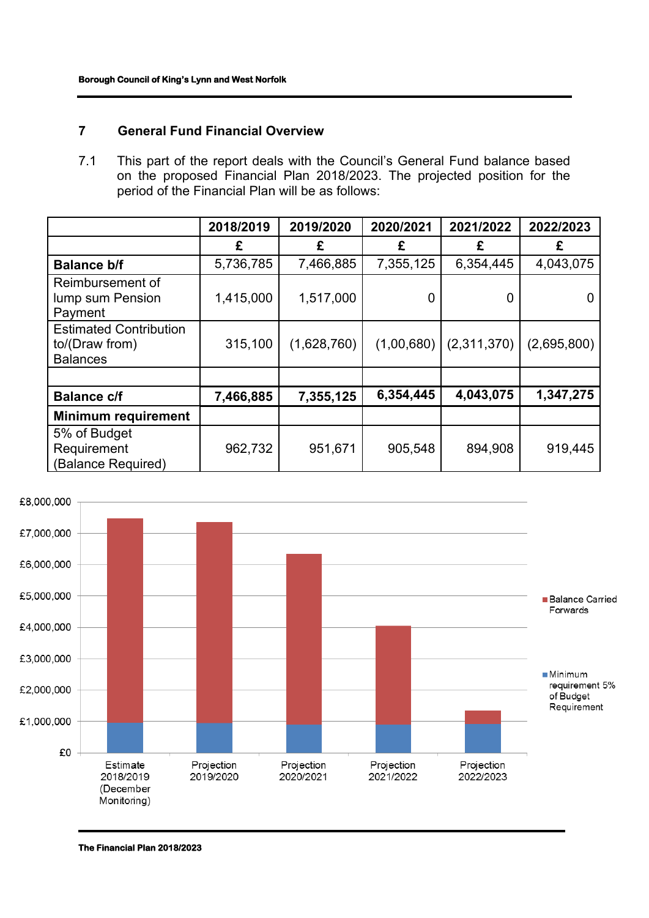## 7 General Fund Financial Overview

7.1 This part of the report deals with the Council's General Fund balance based on the proposed Financial Plan 2018/2023. The projected position for the period of the Financial Plan will be as follows:

| | 2018/2019 | 2019/2020 | 2020/2021 | 2021/2022 | 2022/2023 |
|---|---|---|---|---|---|
| | £ | £ | £ | £ | £ |
| **Balance b/f** | 5,736,785 | 7,466,885 | 7,355,125 | 6,354,445 | 4,043,075 |
| Reimbursement of lump sum Pension Payment | 1,415,000 | 1,517,000 | 0 | 0 | 0 |
| Estimated Contribution to/(Draw from) Balances | 315,100 | (1,628,760) | (1,00,680) | (2,311,370) | (2,695,800) |
| | | | | | |
| **Balance c/f** | **7,466,885** | **7,355,125** | **6,354,445** | **4,043,075** | **1,347,275** |
| **Minimum requirement** | | | | | |
| 5% of Budget Requirement (Balance Required) | 962,732 | 951,671 | 905,548 | 894,908 | 919,445 |

£8,000,000
£7,000,000
£6,000,000
£5,000,000
£4,000,000
£3,000,000
£2,000,000
£1,000,000
£0

Estimate 2018/2019 (December Monitoring) | Projection 2019/2020 | Projection 2020/2021 | Projection 2021/2022 | Projection 2022/2023

Balance Carried Forwards

Minimum requirement 5% of Budget Requirement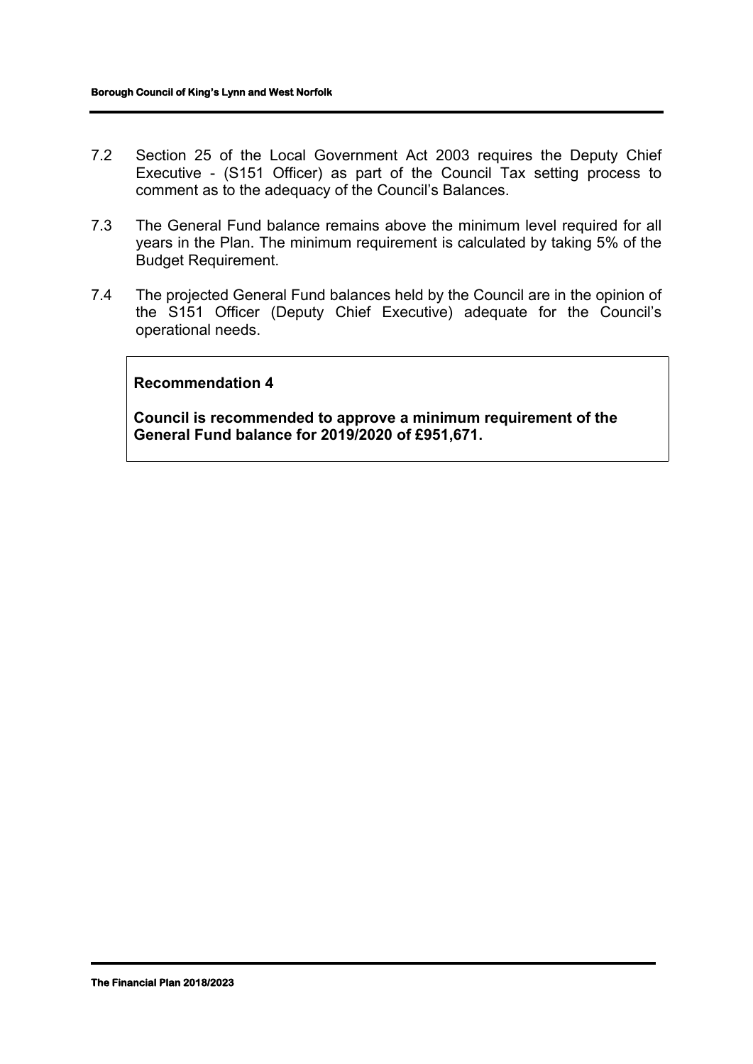7.2 Section 25 of the Local Government Act 2003 requires the Deputy Chief Executive - (S151 Officer) as part of the Council Tax setting process to comment as to the adequacy of the Council's Balances.

7.3 The General Fund balance remains above the minimum level required for all years in the Plan. The minimum requirement is calculated by taking 5% of the Budget Requirement.

7.4 The projected General Fund balances held by the Council are in the opinion of the S151 Officer (Deputy Chief Executive) adequate for the Council's operational needs.

**Recommendation 4**

**Council is recommended to approve a minimum requirement of the General Fund balance for 2019/2020 of £951,671.**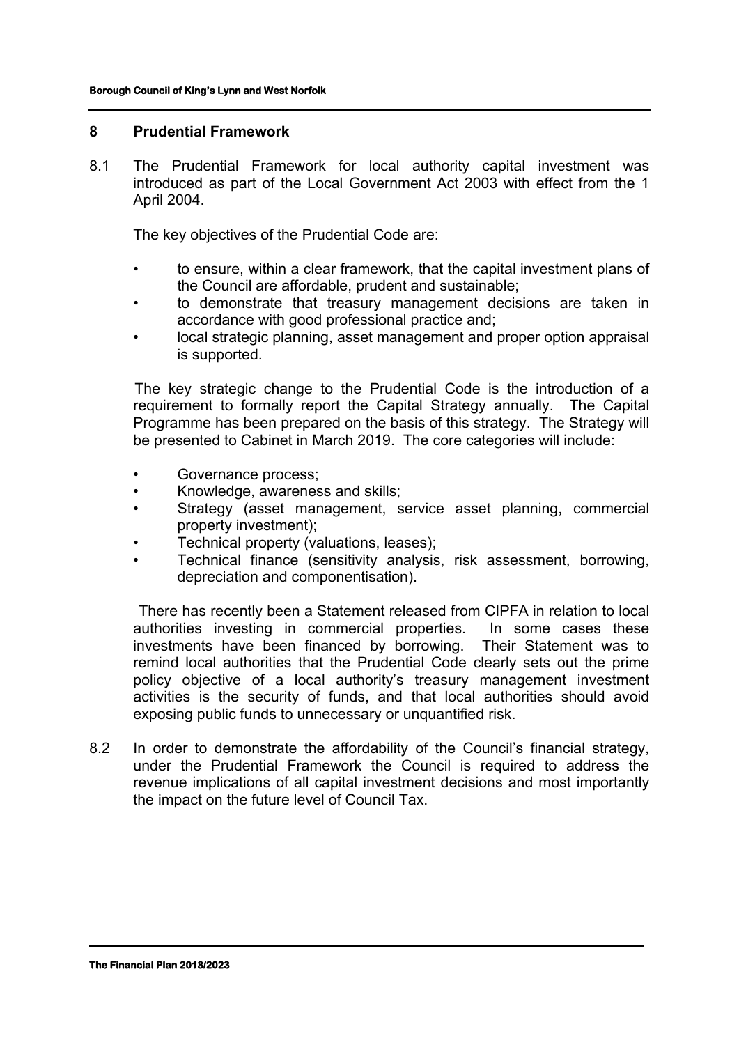## 8 Prudential Framework

8.1 The Prudential Framework for local authority capital investment was introduced as part of the Local Government Act 2003 with effect from the 1 April 2004.

The key objectives of the Prudential Code are:

- to ensure, within a clear framework, that the capital investment plans of the Council are affordable, prudent and sustainable;
- to demonstrate that treasury management decisions are taken in accordance with good professional practice and;
- local strategic planning, asset management and proper option appraisal is supported.

The key strategic change to the Prudential Code is the introduction of a requirement to formally report the Capital Strategy annually. The Capital Programme has been prepared on the basis of this strategy. The Strategy will be presented to Cabinet in March 2019. The core categories will include:

- Governance process;
- Knowledge, awareness and skills;
- Strategy (asset management, service asset planning, commercial property investment);
- Technical property (valuations, leases);
- Technical finance (sensitivity analysis, risk assessment, borrowing, depreciation and componentisation).

There has recently been a Statement released from CIPFA in relation to local authorities investing in commercial properties. In some cases these investments have been financed by borrowing. Their Statement was to remind local authorities that the Prudential Code clearly sets out the prime policy objective of a local authority's treasury management investment activities is the security of funds, and that local authorities should avoid exposing public funds to unnecessary or unquantified risk.

8.2 In order to demonstrate the affordability of the Council's financial strategy, under the Prudential Framework the Council is required to address the revenue implications of all capital investment decisions and most importantly the impact on the future level of Council Tax.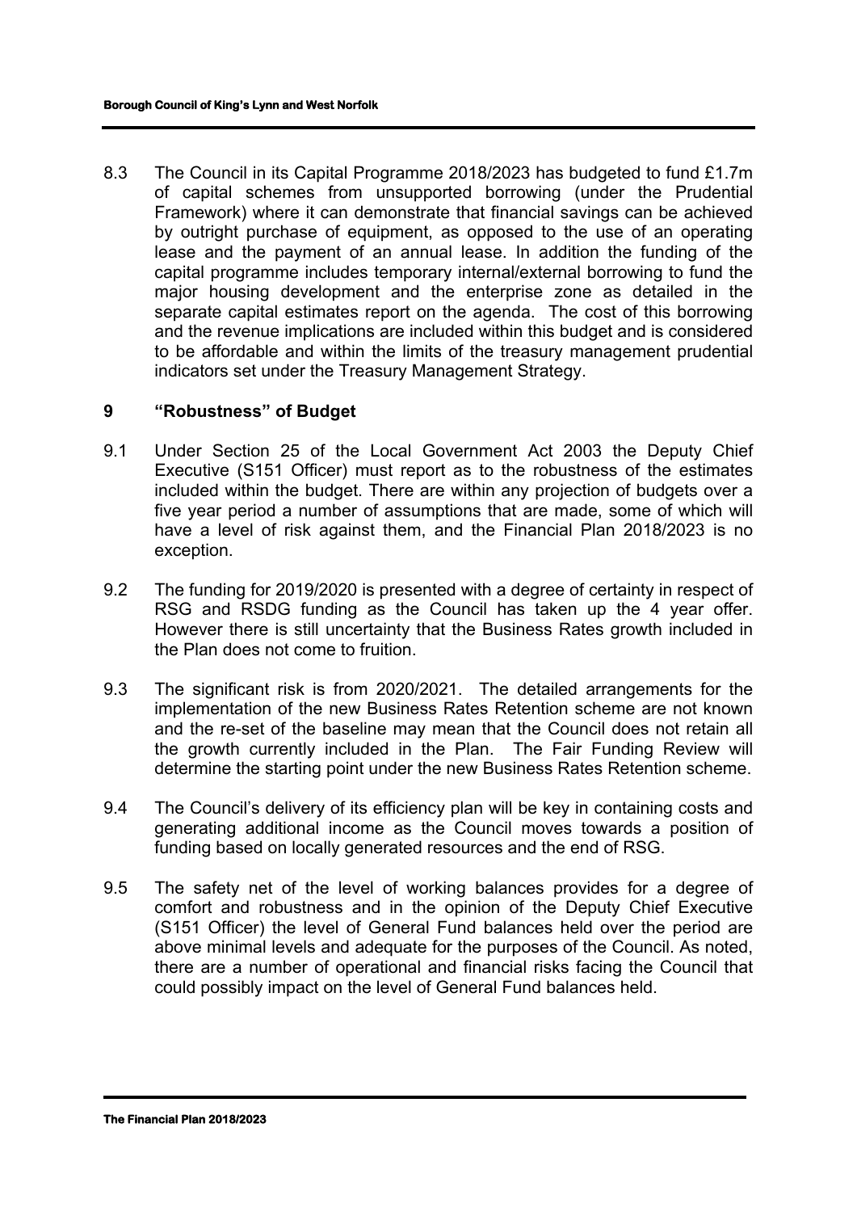8.3 The Council in its Capital Programme 2018/2023 has budgeted to fund £1.7m of capital schemes from unsupported borrowing (under the Prudential Framework) where it can demonstrate that financial savings can be achieved by outright purchase of equipment, as opposed to the use of an operating lease and the payment of an annual lease. In addition the funding of the capital programme includes temporary internal/external borrowing to fund the major housing development and the enterprise zone as detailed in the separate capital estimates report on the agenda. The cost of this borrowing and the revenue implications are included within this budget and is considered to be affordable and within the limits of the treasury management prudential indicators set under the Treasury Management Strategy.

## 9 "Robustness" of Budget

9.1 Under Section 25 of the Local Government Act 2003 the Deputy Chief Executive (S151 Officer) must report as to the robustness of the estimates included within the budget. There are within any projection of budgets over a five year period a number of assumptions that are made, some of which will have a level of risk against them, and the Financial Plan 2018/2023 is no exception.

9.2 The funding for 2019/2020 is presented with a degree of certainty in respect of RSG and RSDG funding as the Council has taken up the 4 year offer. However there is still uncertainty that the Business Rates growth included in the Plan does not come to fruition.

9.3 The significant risk is from 2020/2021. The detailed arrangements for the implementation of the new Business Rates Retention scheme are not known and the re-set of the baseline may mean that the Council does not retain all the growth currently included in the Plan. The Fair Funding Review will determine the starting point under the new Business Rates Retention scheme.

9.4 The Council's delivery of its efficiency plan will be key in containing costs and generating additional income as the Council moves towards a position of funding based on locally generated resources and the end of RSG.

9.5 The safety net of the level of working balances provides for a degree of comfort and robustness and in the opinion of the Deputy Chief Executive (S151 Officer) the level of General Fund balances held over the period are above minimal levels and adequate for the purposes of the Council. As noted, there are a number of operational and financial risks facing the Council that could possibly impact on the level of General Fund balances held.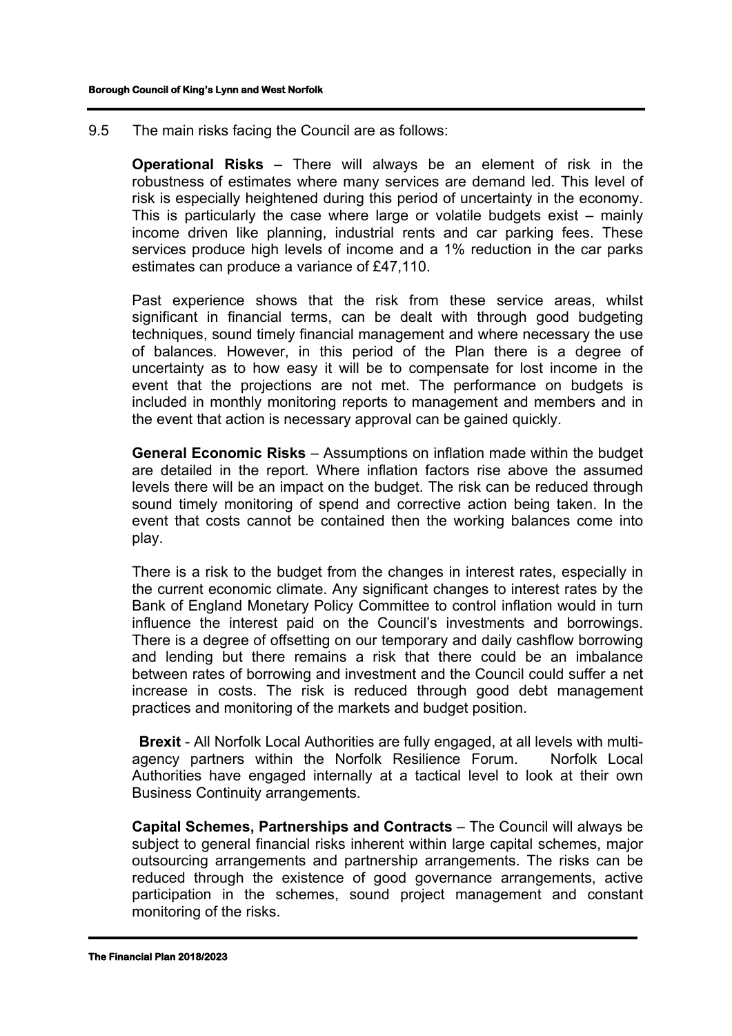9.5 The main risks facing the Council are as follows:

**Operational Risks** – There will always be an element of risk in the robustness of estimates where many services are demand led. This level of risk is especially heightened during this period of uncertainty in the economy. This is particularly the case where large or volatile budgets exist – mainly income driven like planning, industrial rents and car parking fees. These services produce high levels of income and a 1% reduction in the car parks estimates can produce a variance of £47,110.

Past experience shows that the risk from these service areas, whilst significant in financial terms, can be dealt with through good budgeting techniques, sound timely financial management and where necessary the use of balances. However, in this period of the Plan there is a degree of uncertainty as to how easy it will be to compensate for lost income in the event that the projections are not met. The performance on budgets is included in monthly monitoring reports to management and members and in the event that action is necessary approval can be gained quickly.

**General Economic Risks** – Assumptions on inflation made within the budget are detailed in the report. Where inflation factors rise above the assumed levels there will be an impact on the budget. The risk can be reduced through sound timely monitoring of spend and corrective action being taken. In the event that costs cannot be contained then the working balances come into play.

There is a risk to the budget from the changes in interest rates, especially in the current economic climate. Any significant changes to interest rates by the Bank of England Monetary Policy Committee to control inflation would in turn influence the interest paid on the Council's investments and borrowings. There is a degree of offsetting on our temporary and daily cashflow borrowing and lending but there remains a risk that there could be an imbalance between rates of borrowing and investment and the Council could suffer a net increase in costs. The risk is reduced through good debt management practices and monitoring of the markets and budget position.

**Brexit** - All Norfolk Local Authorities are fully engaged, at all levels with multi-agency partners within the Norfolk Resilience Forum. Norfolk Local Authorities have engaged internally at a tactical level to look at their own Business Continuity arrangements.

**Capital Schemes, Partnerships and Contracts** – The Council will always be subject to general financial risks inherent within large capital schemes, major outsourcing arrangements and partnership arrangements. The risks can be reduced through the existence of good governance arrangements, active participation in the schemes, sound project management and constant monitoring of the risks.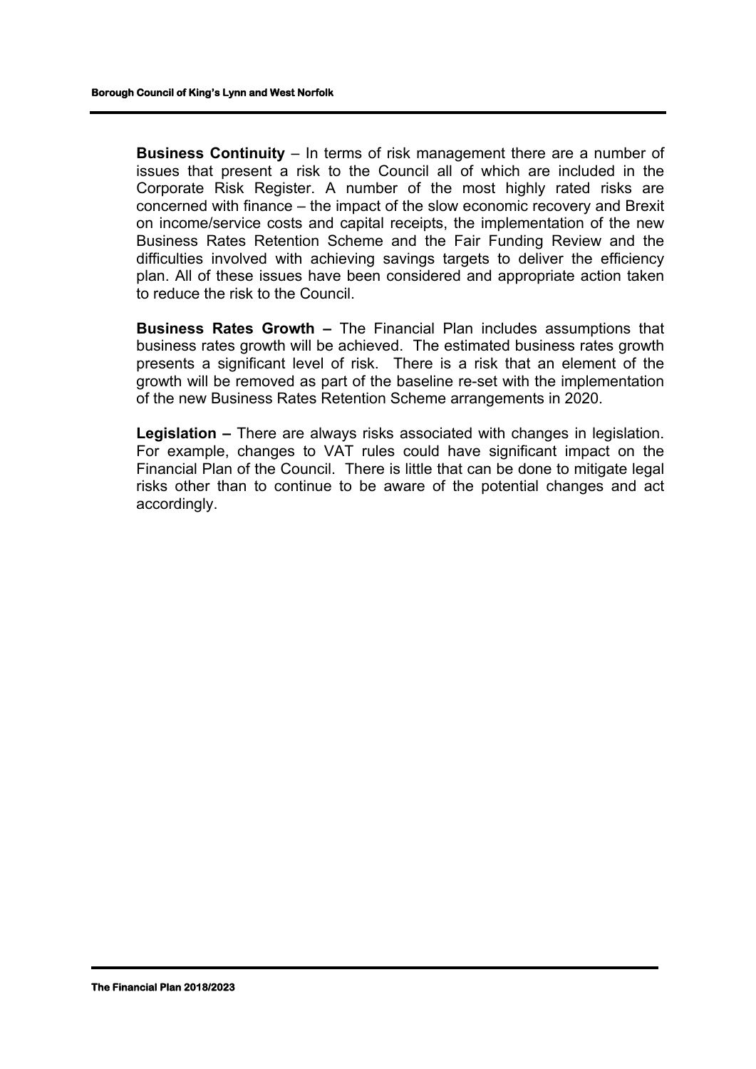**Business Continuity** – In terms of risk management there are a number of issues that present a risk to the Council all of which are included in the Corporate Risk Register. A number of the most highly rated risks are concerned with finance – the impact of the slow economic recovery and Brexit on income/service costs and capital receipts, the implementation of the new Business Rates Retention Scheme and the Fair Funding Review and the difficulties involved with achieving savings targets to deliver the efficiency plan. All of these issues have been considered and appropriate action taken to reduce the risk to the Council.

**Business Rates Growth –** The Financial Plan includes assumptions that business rates growth will be achieved. The estimated business rates growth presents a significant level of risk. There is a risk that an element of the growth will be removed as part of the baseline re-set with the implementation of the new Business Rates Retention Scheme arrangements in 2020.

**Legislation –** There are always risks associated with changes in legislation. For example, changes to VAT rules could have significant impact on the Financial Plan of the Council. There is little that can be done to mitigate legal risks other than to continue to be aware of the potential changes and act accordingly.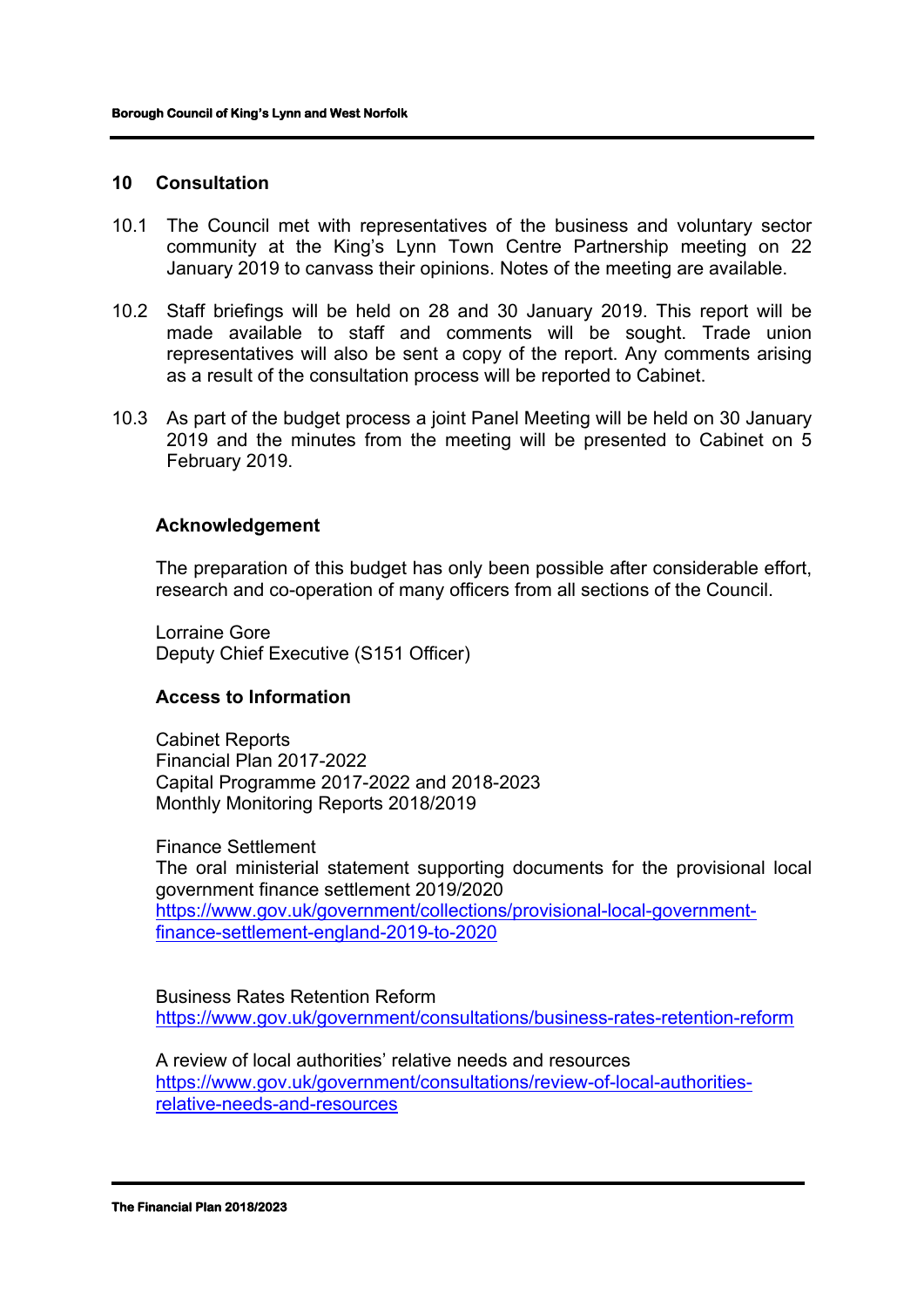## 10 Consultation

10.1 The Council met with representatives of the business and voluntary sector community at the King's Lynn Town Centre Partnership meeting on 22 January 2019 to canvass their opinions. Notes of the meeting are available.

10.2 Staff briefings will be held on 28 and 30 January 2019. This report will be made available to staff and comments will be sought. Trade union representatives will also be sent a copy of the report. Any comments arising as a result of the consultation process will be reported to Cabinet.

10.3 As part of the budget process a joint Panel Meeting will be held on 30 January 2019 and the minutes from the meeting will be presented to Cabinet on 5 February 2019.

### Acknowledgement

The preparation of this budget has only been possible after considerable effort, research and co-operation of many officers from all sections of the Council.

Lorraine Gore
Deputy Chief Executive (S151 Officer)

### Access to Information

Cabinet Reports
Financial Plan 2017-2022
Capital Programme 2017-2022 and 2018-2023
Monthly Monitoring Reports 2018/2019

Finance Settlement
The oral ministerial statement supporting documents for the provisional local government finance settlement 2019/2020
https://www.gov.uk/government/collections/provisional-local-government-finance-settlement-england-2019-to-2020

Business Rates Retention Reform
https://www.gov.uk/government/consultations/business-rates-retention-reform

A review of local authorities' relative needs and resources
https://www.gov.uk/government/consultations/review-of-local-authorities-relative-needs-and-resources